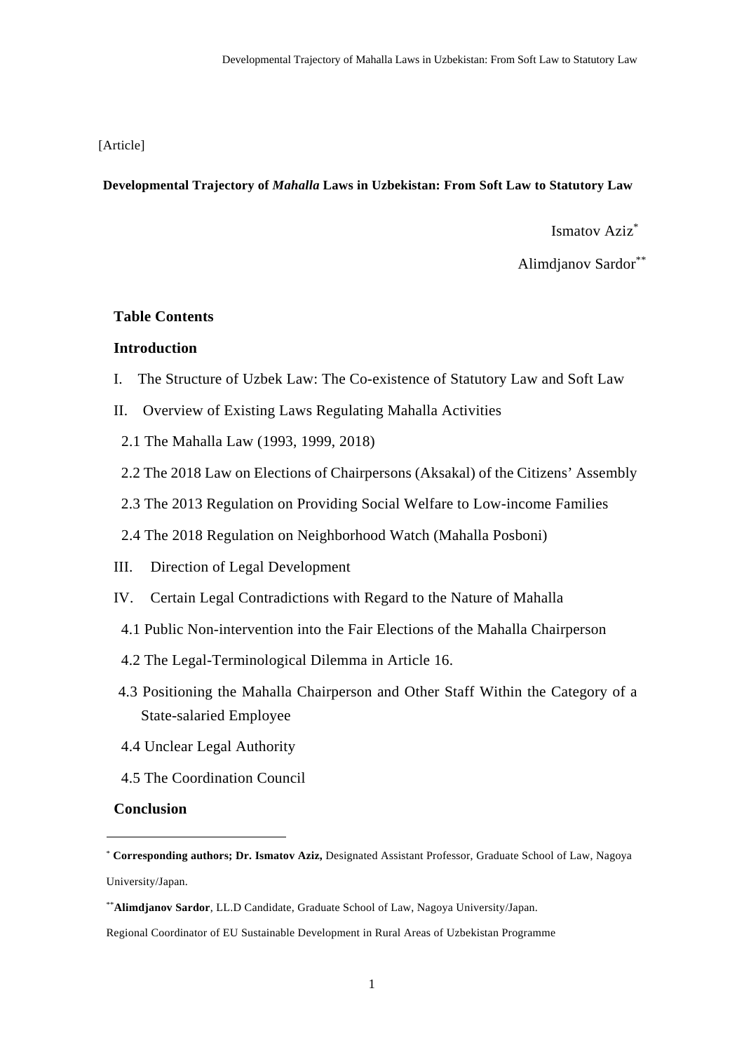[Article]

# Developmental Trajectory of *Mahalla* Laws in Uzbekistan: From Soft Law to Statutory Law

Ismatov Aziz[*]

Alimdjanov Sardor[**]

**Table Contents**

**Introduction**

I. The Structure of Uzbek Law: The Co-existence of Statutory Law and Soft Law

II. Overview of Existing Laws Regulating Mahalla Activities

2.1 The Mahalla Law (1993, 1999, 2018)

2.2 The 2018 Law on Elections of Chairpersons (Aksakal) of the Citizens' Assembly

2.3 The 2013 Regulation on Providing Social Welfare to Low-income Families

2.4 The 2018 Regulation on Neighborhood Watch (Mahalla Posboni)

III. Direction of Legal Development

IV. Certain Legal Contradictions with Regard to the Nature of Mahalla

4.1 Public Non-intervention into the Fair Elections of the Mahalla Chairperson

4.2 The Legal-Terminological Dilemma in Article 16.

4.3 Positioning the Mahalla Chairperson and Other Staff Within the Category of a State-salaried Employee

4.4 Unclear Legal Authority

4.5 The Coordination Council

**Conclusion**

---

[*] **Corresponding authors; Dr. Ismatov Aziz,** Designated Assistant Professor, Graduate School of Law, Nagoya University/Japan.

[**] **Alimdjanov Sardor**, LL.D Candidate, Graduate School of Law, Nagoya University/Japan. Regional Coordinator of EU Sustainable Development in Rural Areas of Uzbekistan Programme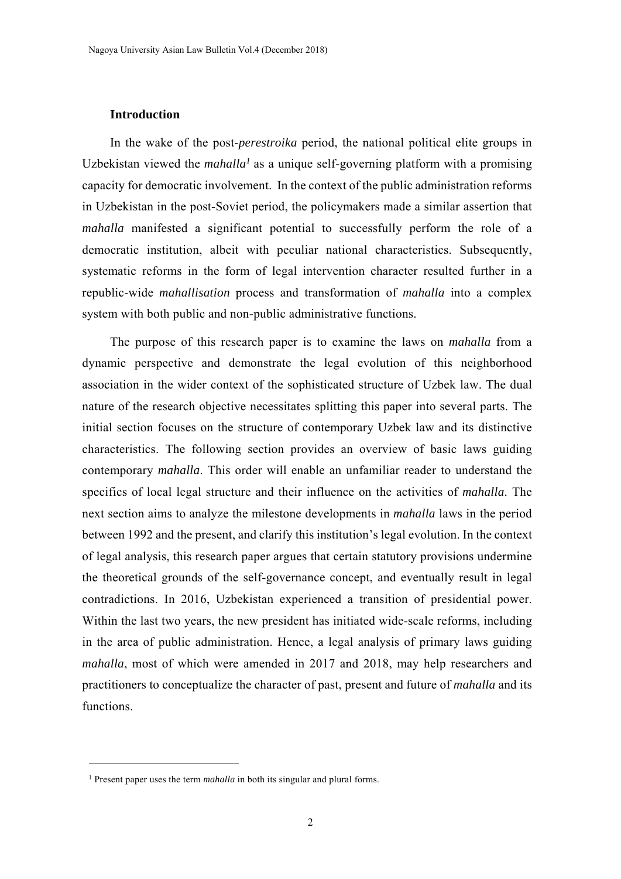## Introduction

In the wake of the post-*perestroika* period, the national political elite groups in Uzbekistan viewed the *mahalla*[1] as a unique self-governing platform with a promising capacity for democratic involvement. In the context of the public administration reforms in Uzbekistan in the post-Soviet period, the policymakers made a similar assertion that *mahalla* manifested a significant potential to successfully perform the role of a democratic institution, albeit with peculiar national characteristics. Subsequently, systematic reforms in the form of legal intervention character resulted further in a republic-wide *mahallisation* process and transformation of *mahalla* into a complex system with both public and non-public administrative functions.

The purpose of this research paper is to examine the laws on *mahalla* from a dynamic perspective and demonstrate the legal evolution of this neighborhood association in the wider context of the sophisticated structure of Uzbek law. The dual nature of the research objective necessitates splitting this paper into several parts. The initial section focuses on the structure of contemporary Uzbek law and its distinctive characteristics. The following section provides an overview of basic laws guiding contemporary *mahalla*. This order will enable an unfamiliar reader to understand the specifics of local legal structure and their influence on the activities of *mahalla*. The next section aims to analyze the milestone developments in *mahalla* laws in the period between 1992 and the present, and clarify this institution's legal evolution. In the context of legal analysis, this research paper argues that certain statutory provisions undermine the theoretical grounds of the self-governance concept, and eventually result in legal contradictions. In 2016, Uzbekistan experienced a transition of presidential power. Within the last two years, the new president has initiated wide-scale reforms, including in the area of public administration. Hence, a legal analysis of primary laws guiding *mahalla*, most of which were amended in 2017 and 2018, may help researchers and practitioners to conceptualize the character of past, present and future of *mahalla* and its functions.

---

[1] Present paper uses the term *mahalla* in both its singular and plural forms.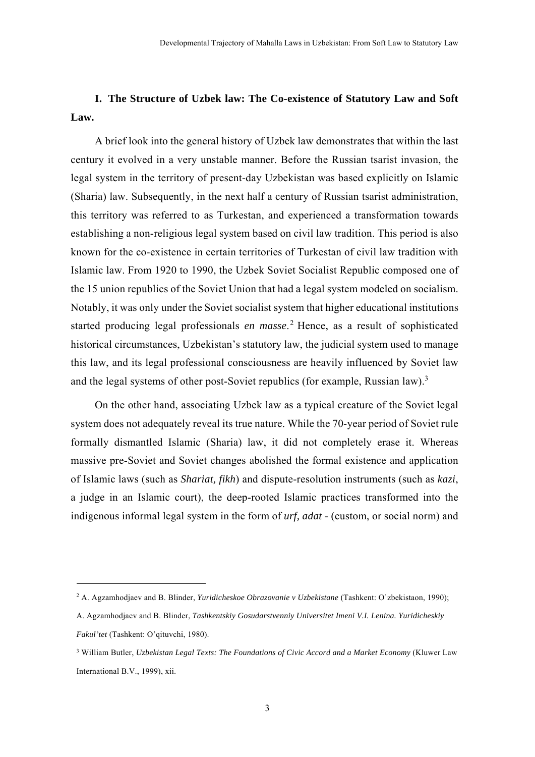## I. The Structure of Uzbek law: The Co-existence of Statutory Law and Soft Law.

A brief look into the general history of Uzbek law demonstrates that within the last century it evolved in a very unstable manner. Before the Russian tsarist invasion, the legal system in the territory of present-day Uzbekistan was based explicitly on Islamic (Sharia) law. Subsequently, in the next half a century of Russian tsarist administration, this territory was referred to as Turkestan, and experienced a transformation towards establishing a non-religious legal system based on civil law tradition. This period is also known for the co-existence in certain territories of Turkestan of civil law tradition with Islamic law. From 1920 to 1990, the Uzbek Soviet Socialist Republic composed one of the 15 union republics of the Soviet Union that had a legal system modeled on socialism. Notably, it was only under the Soviet socialist system that higher educational institutions started producing legal professionals *en masse*.[2] Hence, as a result of sophisticated historical circumstances, Uzbekistan's statutory law, the judicial system used to manage this law, and its legal professional consciousness are heavily influenced by Soviet law and the legal systems of other post-Soviet republics (for example, Russian law).[3]

On the other hand, associating Uzbek law as a typical creature of the Soviet legal system does not adequately reveal its true nature. While the 70-year period of Soviet rule formally dismantled Islamic (Sharia) law, it did not completely erase it. Whereas massive pre-Soviet and Soviet changes abolished the formal existence and application of Islamic laws (such as *Shariat, fikh*) and dispute-resolution instruments (such as *kazi*, a judge in an Islamic court), the deep-rooted Islamic practices transformed into the indigenous informal legal system in the form of *urf, adat* - (custom, or social norm) and

---

[2] A. Agzamhodjaev and B. Blinder, *Yuridicheskoe Obrazovanie v Uzbekistane* (Tashkent: O`zbekistaon, 1990); A. Agzamhodjaev and B. Blinder, *Tashkentskiy Gosudarstvenniy Universitet Imeni V.I. Lenina. Yuridicheskiy Fakul'tet* (Tashkent: O'qituvchi, 1980).

[3] William Butler, *Uzbekistan Legal Texts: The Foundations of Civic Accord and a Market Economy* (Kluwer Law International B.V., 1999), xii.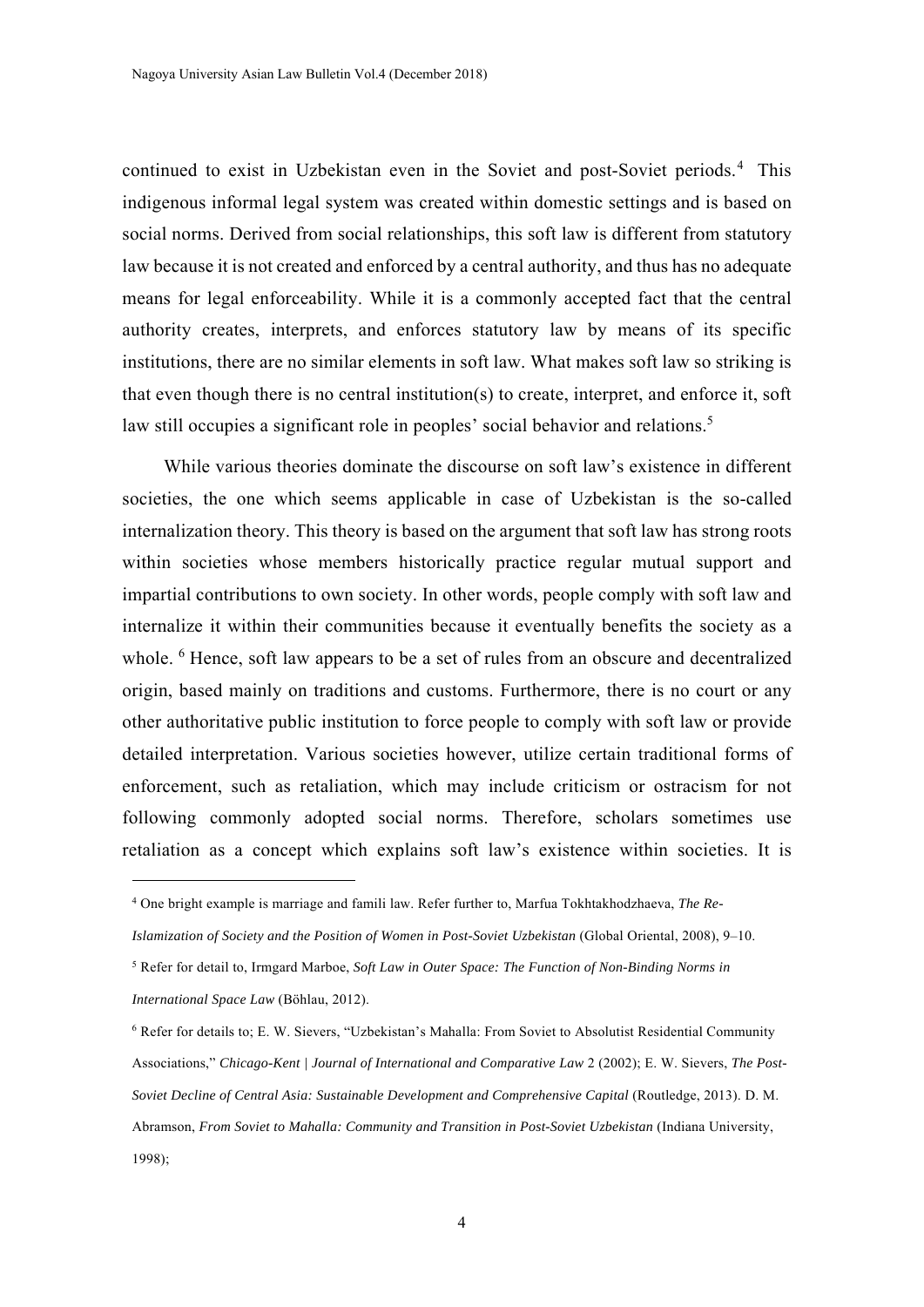continued to exist in Uzbekistan even in the Soviet and post-Soviet periods.[4] This indigenous informal legal system was created within domestic settings and is based on social norms. Derived from social relationships, this soft law is different from statutory law because it is not created and enforced by a central authority, and thus has no adequate means for legal enforceability. While it is a commonly accepted fact that the central authority creates, interprets, and enforces statutory law by means of its specific institutions, there are no similar elements in soft law. What makes soft law so striking is that even though there is no central institution(s) to create, interpret, and enforce it, soft law still occupies a significant role in peoples' social behavior and relations.[5]

While various theories dominate the discourse on soft law's existence in different societies, the one which seems applicable in case of Uzbekistan is the so-called internalization theory. This theory is based on the argument that soft law has strong roots within societies whose members historically practice regular mutual support and impartial contributions to own society. In other words, people comply with soft law and internalize it within their communities because it eventually benefits the society as a whole. [6] Hence, soft law appears to be a set of rules from an obscure and decentralized origin, based mainly on traditions and customs. Furthermore, there is no court or any other authoritative public institution to force people to comply with soft law or provide detailed interpretation. Various societies however, utilize certain traditional forms of enforcement, such as retaliation, which may include criticism or ostracism for not following commonly adopted social norms. Therefore, scholars sometimes use retaliation as a concept which explains soft law's existence within societies. It is

---

[4] One bright example is marriage and famili law. Refer further to, Marfua Tokhtakhodzhaeva, *The Re-Islamization of Society and the Position of Women in Post-Soviet Uzbekistan* (Global Oriental, 2008), 9–10.

[5] Refer for detail to, Irmgard Marboe, *Soft Law in Outer Space: The Function of Non-Binding Norms in International Space Law* (Böhlau, 2012).

[6] Refer for details to; E. W. Sievers, "Uzbekistan's Mahalla: From Soviet to Absolutist Residential Community Associations," *Chicago-Kent | Journal of International and Comparative Law* 2 (2002); E. W. Sievers, *The Post-Soviet Decline of Central Asia: Sustainable Development and Comprehensive Capital* (Routledge, 2013). D. M. Abramson, *From Soviet to Mahalla: Community and Transition in Post-Soviet Uzbekistan* (Indiana University, 1998);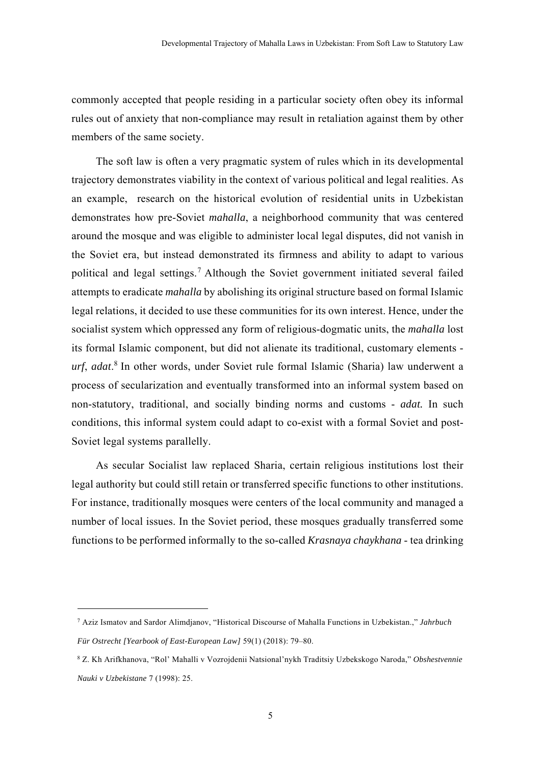commonly accepted that people residing in a particular society often obey its informal rules out of anxiety that non-compliance may result in retaliation against them by other members of the same society.

The soft law is often a very pragmatic system of rules which in its developmental trajectory demonstrates viability in the context of various political and legal realities. As an example, research on the historical evolution of residential units in Uzbekistan demonstrates how pre-Soviet *mahalla*, a neighborhood community that was centered around the mosque and was eligible to administer local legal disputes, did not vanish in the Soviet era, but instead demonstrated its firmness and ability to adapt to various political and legal settings.[7] Although the Soviet government initiated several failed attempts to eradicate *mahalla* by abolishing its original structure based on formal Islamic legal relations, it decided to use these communities for its own interest. Hence, under the socialist system which oppressed any form of religious-dogmatic units, the *mahalla* lost its formal Islamic component, but did not alienate its traditional, customary elements - *urf*, *adat*.[8] In other words, under Soviet rule formal Islamic (Sharia) law underwent a process of secularization and eventually transformed into an informal system based on non-statutory, traditional, and socially binding norms and customs - *adat.* In such conditions, this informal system could adapt to co-exist with a formal Soviet and post-Soviet legal systems parallelly.

As secular Socialist law replaced Sharia, certain religious institutions lost their legal authority but could still retain or transferred specific functions to other institutions. For instance, traditionally mosques were centers of the local community and managed a number of local issues. In the Soviet period, these mosques gradually transferred some functions to be performed informally to the so-called *Krasnaya chaykhana* - tea drinking

---

[7] Aziz Ismatov and Sardor Alimdjanov, "Historical Discourse of Mahalla Functions in Uzbekistan.," *Jahrbuch Für Ostrecht [Yearbook of East-European Law]* 59(1) (2018): 79–80.

[8] Z. Kh Arifkhanova, "Rol' Mahalli v Vozrojdenii Natsional'nykh Traditsiy Uzbekskogo Naroda," *Obshestvennie Nauki v Uzbekistane* 7 (1998): 25.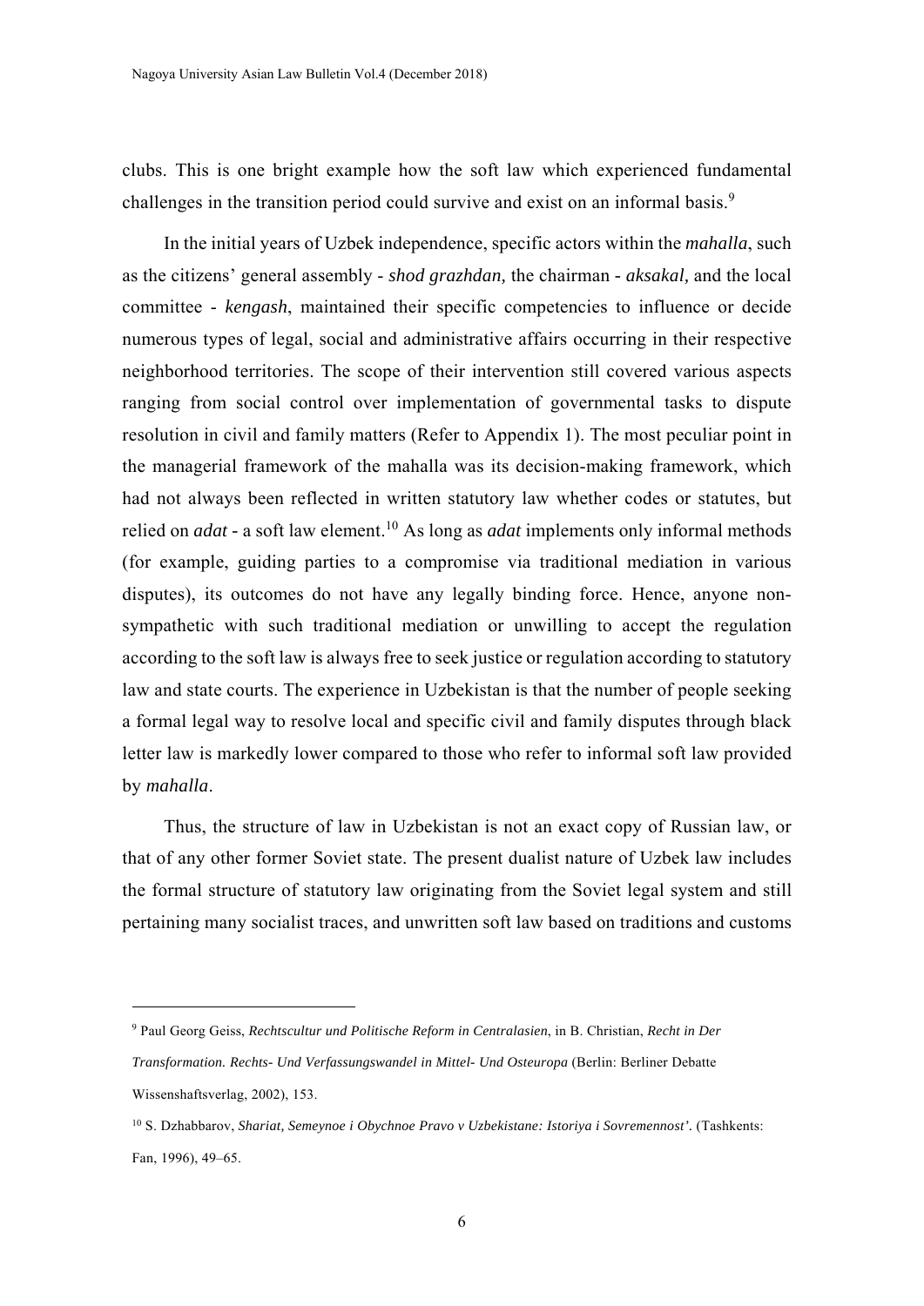clubs. This is one bright example how the soft law which experienced fundamental challenges in the transition period could survive and exist on an informal basis.[9]

In the initial years of Uzbek independence, specific actors within the *mahalla*, such as the citizens' general assembly - *shod grazhdan,* the chairman - *aksakal,* and the local committee - *kengash*, maintained their specific competencies to influence or decide numerous types of legal, social and administrative affairs occurring in their respective neighborhood territories. The scope of their intervention still covered various aspects ranging from social control over implementation of governmental tasks to dispute resolution in civil and family matters (Refer to Appendix 1). The most peculiar point in the managerial framework of the mahalla was its decision-making framework, which had not always been reflected in written statutory law whether codes or statutes, but relied on *adat* - a soft law element.[10] As long as *adat* implements only informal methods (for example, guiding parties to a compromise via traditional mediation in various disputes), its outcomes do not have any legally binding force. Hence, anyone non-sympathetic with such traditional mediation or unwilling to accept the regulation according to the soft law is always free to seek justice or regulation according to statutory law and state courts. The experience in Uzbekistan is that the number of people seeking a formal legal way to resolve local and specific civil and family disputes through black letter law is markedly lower compared to those who refer to informal soft law provided by *mahalla*.

Thus, the structure of law in Uzbekistan is not an exact copy of Russian law, or that of any other former Soviet state. The present dualist nature of Uzbek law includes the formal structure of statutory law originating from the Soviet legal system and still pertaining many socialist traces, and unwritten soft law based on traditions and customs

---

[9] Paul Georg Geiss, *Rechtscultur und Politische Reform in Centralasien*, in B. Christian, *Recht in Der Transformation. Rechts- Und Verfassungswandel in Mittel- Und Osteuropa* (Berlin: Berliner Debatte Wissenshaftsverlag, 2002), 153.

[10] S. Dzhabbarov, *Shariat, Semeynoe i Obychnoe Pravo v Uzbekistane: Istoriya i Sovremennost'.* (Tashkents: Fan, 1996), 49–65.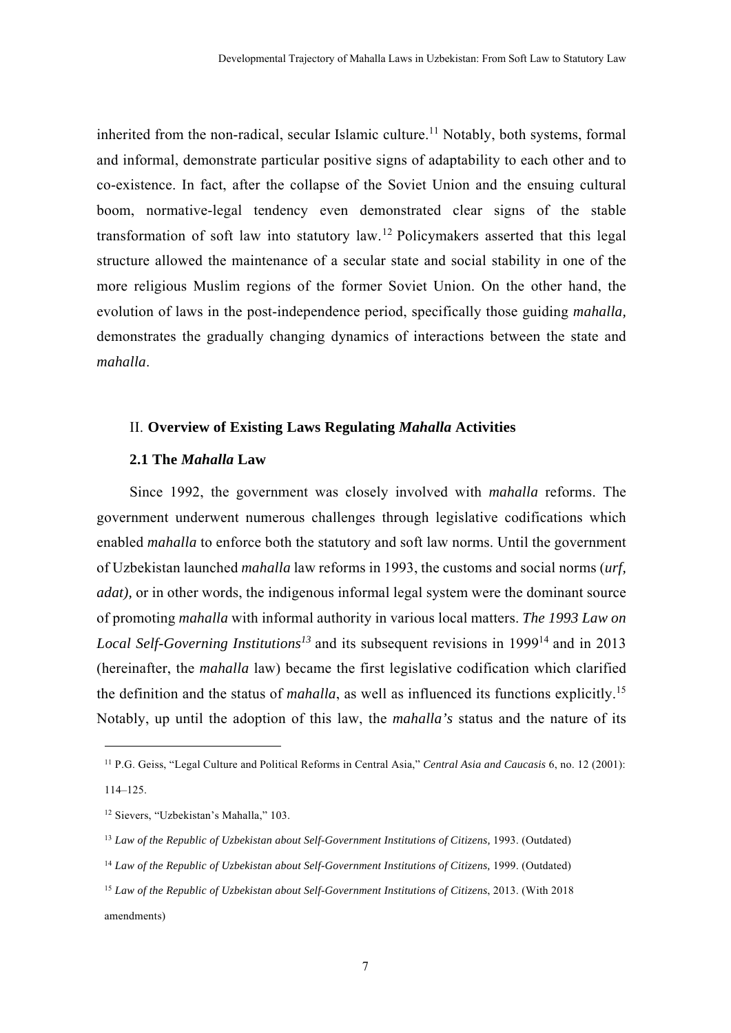inherited from the non-radical, secular Islamic culture.[11] Notably, both systems, formal and informal, demonstrate particular positive signs of adaptability to each other and to co-existence. In fact, after the collapse of the Soviet Union and the ensuing cultural boom, normative-legal tendency even demonstrated clear signs of the stable transformation of soft law into statutory law.[12] Policymakers asserted that this legal structure allowed the maintenance of a secular state and social stability in one of the more religious Muslim regions of the former Soviet Union. On the other hand, the evolution of laws in the post-independence period, specifically those guiding *mahalla,* demonstrates the gradually changing dynamics of interactions between the state and *mahalla*.

## II. **Overview of Existing Laws Regulating *Mahalla* Activities**

### **2.1 The *Mahalla* Law**

Since 1992, the government was closely involved with *mahalla* reforms. The government underwent numerous challenges through legislative codifications which enabled *mahalla* to enforce both the statutory and soft law norms. Until the government of Uzbekistan launched *mahalla* law reforms in 1993, the customs and social norms (*urf, adat),* or in other words, the indigenous informal legal system were the dominant source of promoting *mahalla* with informal authority in various local matters. *The 1993 Law on Local Self-Governing Institutions*[13] and its subsequent revisions in 1999[14] and in 2013 (hereinafter, the *mahalla* law) became the first legislative codification which clarified the definition and the status of *mahalla*, as well as influenced its functions explicitly.[15] Notably, up until the adoption of this law, the *mahalla's* status and the nature of its

---

[11] P.G. Geiss, "Legal Culture and Political Reforms in Central Asia," *Central Asia and Caucasis* 6, no. 12 (2001): 114–125.

[12] Sievers, "Uzbekistan's Mahalla," 103.

[13] *Law of the Republic of Uzbekistan about Self-Government Institutions of Citizens,* 1993. (Outdated)

[14] *Law of the Republic of Uzbekistan about Self-Government Institutions of Citizens,* 1999. (Outdated)

[15] *Law of the Republic of Uzbekistan about Self-Government Institutions of Citizens*, 2013. (With 2018 amendments)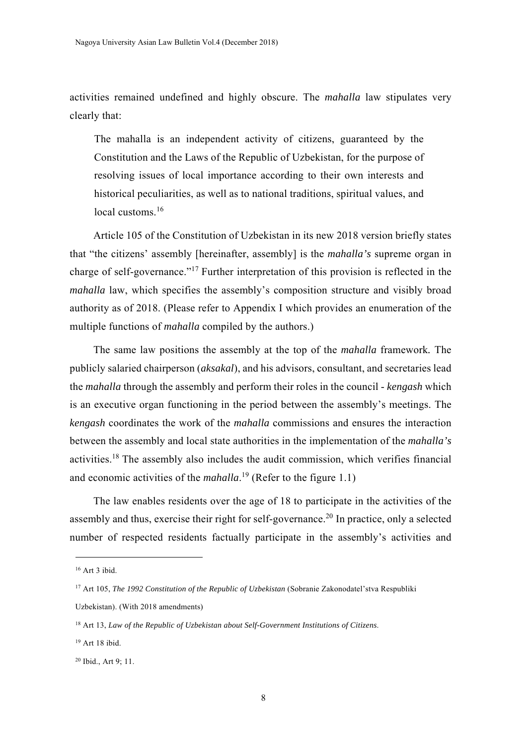activities remained undefined and highly obscure. The *mahalla* law stipulates very clearly that:

> The mahalla is an independent activity of citizens, guaranteed by the Constitution and the Laws of the Republic of Uzbekistan, for the purpose of resolving issues of local importance according to their own interests and historical peculiarities, as well as to national traditions, spiritual values, and local customs.[16]

Article 105 of the Constitution of Uzbekistan in its new 2018 version briefly states that "the citizens' assembly [hereinafter, assembly] is the *mahalla's* supreme organ in charge of self-governance."[17] Further interpretation of this provision is reflected in the *mahalla* law, which specifies the assembly's composition structure and visibly broad authority as of 2018. (Please refer to Appendix I which provides an enumeration of the multiple functions of *mahalla* compiled by the authors.)

The same law positions the assembly at the top of the *mahalla* framework. The publicly salaried chairperson (*aksakal*), and his advisors, consultant, and secretaries lead the *mahalla* through the assembly and perform their roles in the council - *kengash* which is an executive organ functioning in the period between the assembly's meetings. The *kengash* coordinates the work of the *mahalla* commissions and ensures the interaction between the assembly and local state authorities in the implementation of the *mahalla's* activities.[18] The assembly also includes the audit commission, which verifies financial and economic activities of the *mahalla*.[19] (Refer to the figure 1.1)

The law enables residents over the age of 18 to participate in the activities of the assembly and thus, exercise their right for self-governance.[20] In practice, only a selected number of respected residents factually participate in the assembly's activities and

---

[16] Art 3 ibid.

[17] Art 105, *The 1992 Constitution of the Republic of Uzbekistan* (Sobranie Zakonodatel'stva Respubliki Uzbekistan). (With 2018 amendments)

[18] Art 13, *Law of the Republic of Uzbekistan about Self-Government Institutions of Citizens*.

[19] Art 18 ibid.

[20] Ibid., Art 9; 11.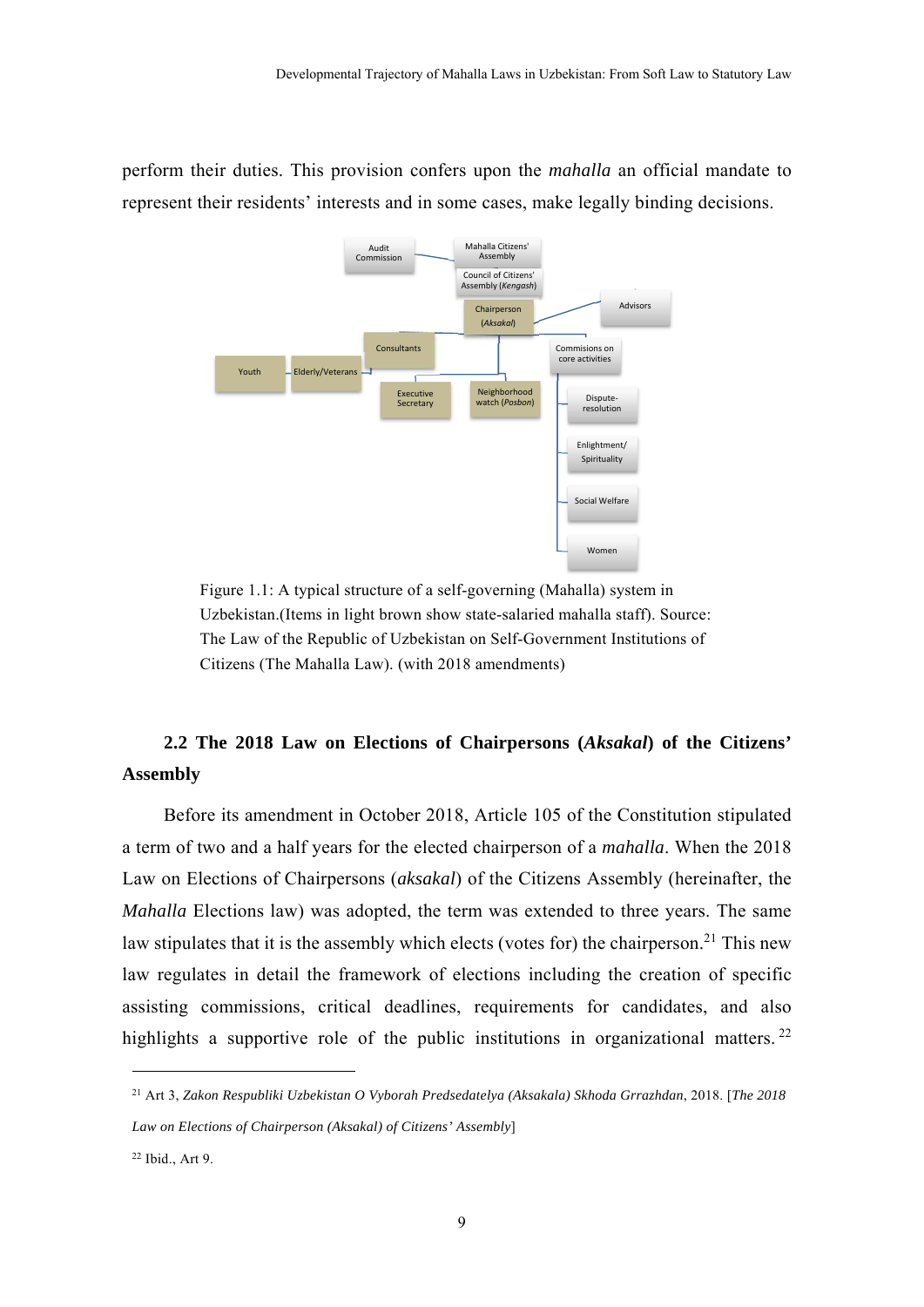perform their duties. This provision confers upon the *mahalla* an official mandate to represent their residents' interests and in some cases, make legally binding decisions.

Audit Commission

Mahalla Citizens' Assembly

Council of Citizens' Assembly (*Kengash*)

Chairperson (*Aksakal*)

Advisors

Consultants

Commisions on core activities

Youth

Elderly/Veterans

Executive Secretary

Neighborhood watch (*Posbon*)

Dispute-resolution

Enlightment/ Spirituality

Social Welfare

Women

Figure 1.1: A typical structure of a self-governing (Mahalla) system in Uzbekistan.(Items in light brown show state-salaried mahalla staff). Source: The Law of the Republic of Uzbekistan on Self-Government Institutions of Citizens (The Mahalla Law). (with 2018 amendments)

### 2.2 The 2018 Law on Elections of Chairpersons (*Aksakal*) of the Citizens' Assembly

Before its amendment in October 2018, Article 105 of the Constitution stipulated a term of two and a half years for the elected chairperson of a *mahalla*. When the 2018 Law on Elections of Chairpersons (*aksakal*) of the Citizens Assembly (hereinafter, the *Mahalla* Elections law) was adopted, the term was extended to three years. The same law stipulates that it is the assembly which elects (votes for) the chairperson.[21] This new law regulates in detail the framework of elections including the creation of specific assisting commissions, critical deadlines, requirements for candidates, and also highlights a supportive role of the public institutions in organizational matters.[22]

---

[21] Art 3, *Zakon Respubliki Uzbekistan O Vyborah Predsedatelya (Aksakala) Skhoda Grrazhdan*, 2018. [*The 2018 Law on Elections of Chairperson (Aksakal) of Citizens' Assembly*]

[22] Ibid., Art 9.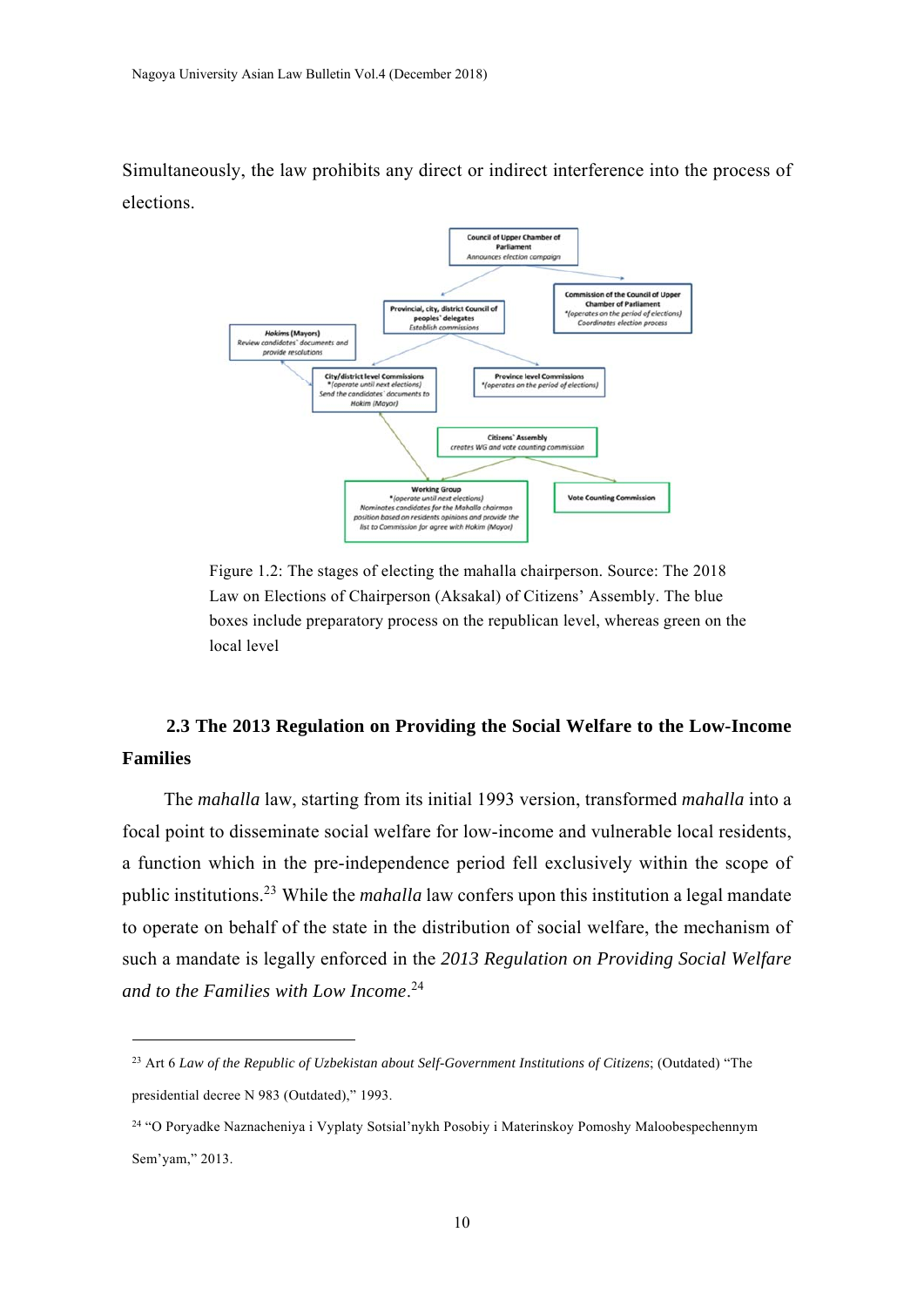Simultaneously, the law prohibits any direct or indirect interference into the process of elections.

Figure 1.2: The stages of electing the mahalla chairperson. Source: The 2018 Law on Elections of Chairperson (Aksakal) of Citizens' Assembly. The blue boxes include preparatory process on the republican level, whereas green on the local level

## 2.3 The 2013 Regulation on Providing the Social Welfare to the Low-Income Families

The *mahalla* law, starting from its initial 1993 version, transformed *mahalla* into a focal point to disseminate social welfare for low-income and vulnerable local residents, a function which in the pre-independence period fell exclusively within the scope of public institutions.[23] While the *mahalla* law confers upon this institution a legal mandate to operate on behalf of the state in the distribution of social welfare, the mechanism of such a mandate is legally enforced in the *2013 Regulation on Providing Social Welfare and to the Families with Low Income*.[24]

---

[23] Art 6 *Law of the Republic of Uzbekistan about Self-Government Institutions of Citizens*; (Outdated) "The presidential decree N 983 (Outdated)," 1993.

[24] "O Poryadke Naznacheniya i Vyplaty Sotsial'nykh Posobiy i Materinskoy Pomoshy Maloobespechennym Sem'yam," 2013.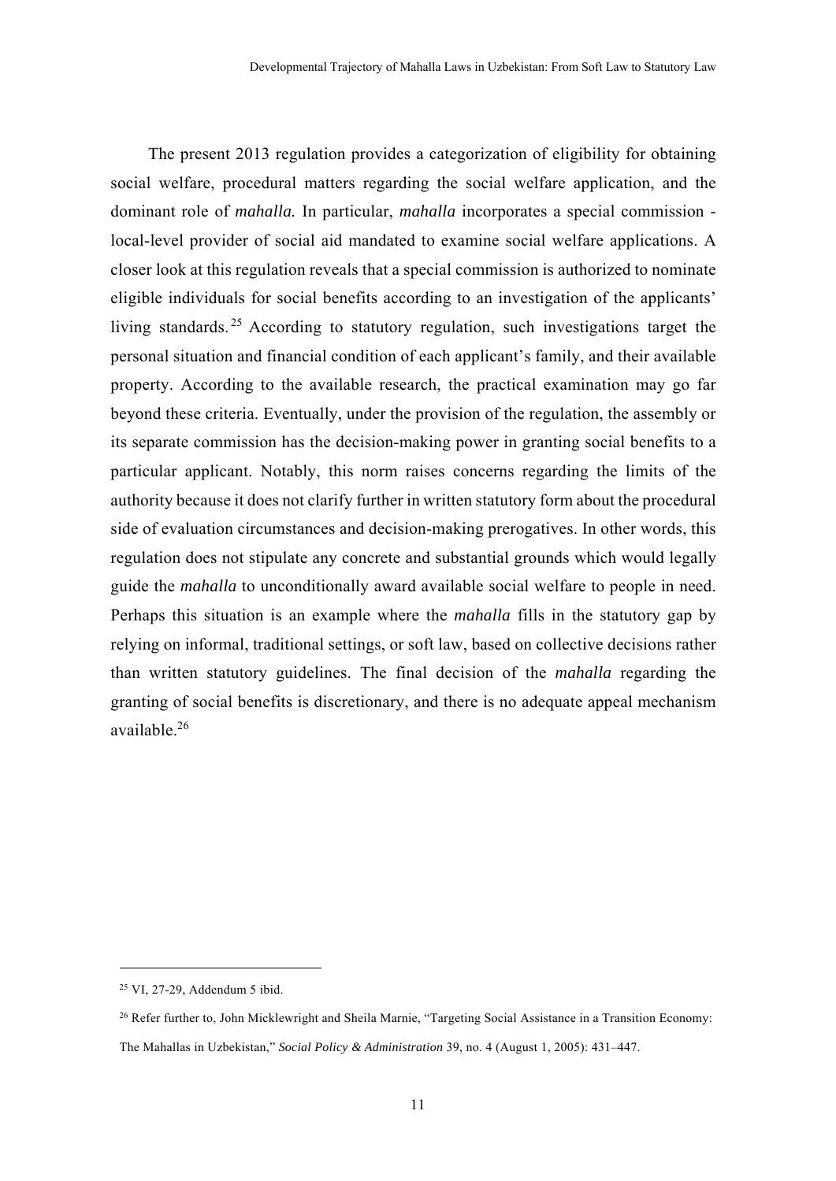The present 2013 regulation provides a categorization of eligibility for obtaining social welfare, procedural matters regarding the social welfare application, and the dominant role of *mahalla.* In particular, *mahalla* incorporates a special commission - local-level provider of social aid mandated to examine social welfare applications. A closer look at this regulation reveals that a special commission is authorized to nominate eligible individuals for social benefits according to an investigation of the applicants' living standards.[25] According to statutory regulation, such investigations target the personal situation and financial condition of each applicant's family, and their available property. According to the available research, the practical examination may go far beyond these criteria. Eventually, under the provision of the regulation, the assembly or its separate commission has the decision-making power in granting social benefits to a particular applicant. Notably, this norm raises concerns regarding the limits of the authority because it does not clarify further in written statutory form about the procedural side of evaluation circumstances and decision-making prerogatives. In other words, this regulation does not stipulate any concrete and substantial grounds which would legally guide the *mahalla* to unconditionally award available social welfare to people in need. Perhaps this situation is an example where the *mahalla* fills in the statutory gap by relying on informal, traditional settings, or soft law, based on collective decisions rather than written statutory guidelines. The final decision of the *mahalla* regarding the granting of social benefits is discretionary, and there is no adequate appeal mechanism available.[26]

---

[25] VI, 27-29, Addendum 5 ibid.

[26] Refer further to, John Micklewright and Sheila Marnie, "Targeting Social Assistance in a Transition Economy: The Mahallas in Uzbekistan," *Social Policy & Administration* 39, no. 4 (August 1, 2005): 431–447.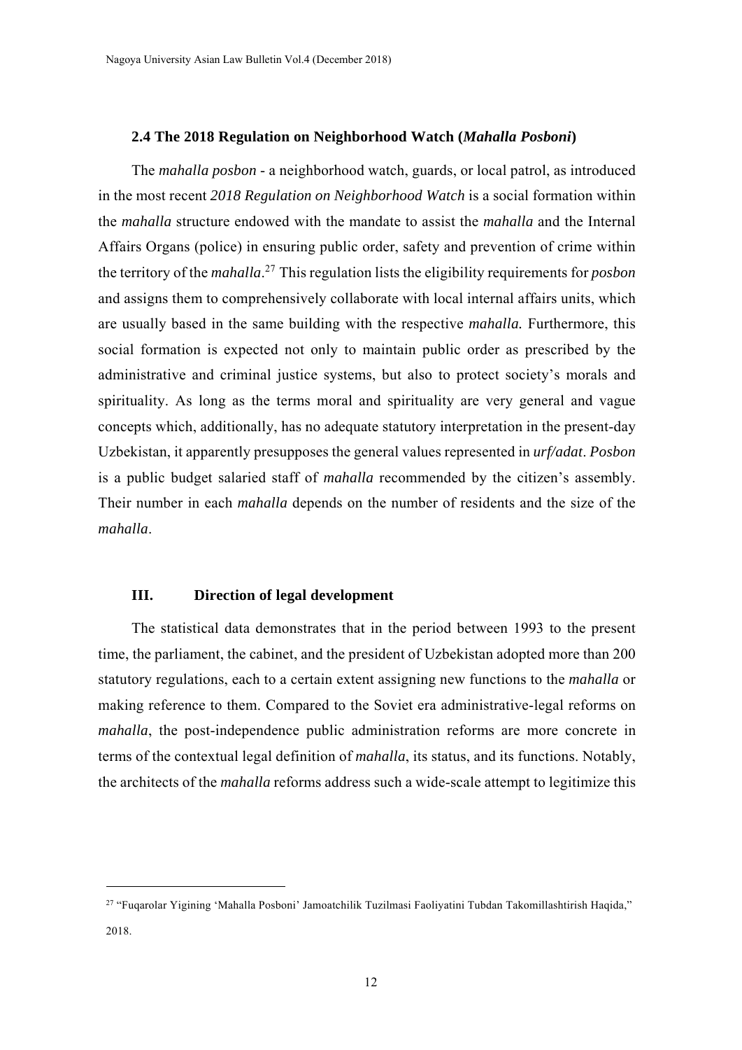### 2.4 The 2018 Regulation on Neighborhood Watch (*Mahalla Posboni*)

The *mahalla posbon* - a neighborhood watch, guards, or local patrol, as introduced in the most recent *2018 Regulation on Neighborhood Watch* is a social formation within the *mahalla* structure endowed with the mandate to assist the *mahalla* and the Internal Affairs Organs (police) in ensuring public order, safety and prevention of crime within the territory of the *mahalla*.[27] This regulation lists the eligibility requirements for *posbon* and assigns them to comprehensively collaborate with local internal affairs units, which are usually based in the same building with the respective *mahalla.* Furthermore, this social formation is expected not only to maintain public order as prescribed by the administrative and criminal justice systems, but also to protect society's morals and spirituality. As long as the terms moral and spirituality are very general and vague concepts which, additionally, has no adequate statutory interpretation in the present-day Uzbekistan, it apparently presupposes the general values represented in *urf/adat*. *Posbon* is a public budget salaried staff of *mahalla* recommended by the citizen's assembly. Their number in each *mahalla* depends on the number of residents and the size of the *mahalla*.

## III. Direction of legal development

The statistical data demonstrates that in the period between 1993 to the present time, the parliament, the cabinet, and the president of Uzbekistan adopted more than 200 statutory regulations, each to a certain extent assigning new functions to the *mahalla* or making reference to them. Compared to the Soviet era administrative-legal reforms on *mahalla*, the post-independence public administration reforms are more concrete in terms of the contextual legal definition of *mahalla*, its status, and its functions. Notably, the architects of the *mahalla* reforms address such a wide-scale attempt to legitimize this

---

[27] "Fuqarolar Yigining 'Mahalla Posboni' Jamoatchilik Tuzilmasi Faoliyatini Tubdan Takomillashtirish Haqida," 2018.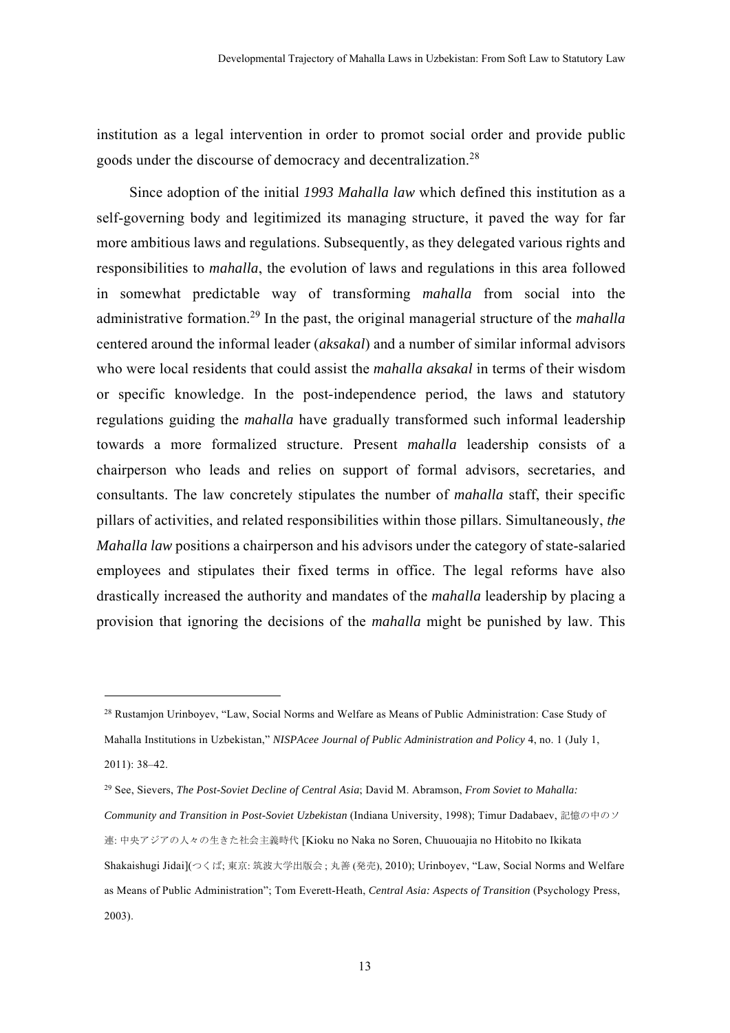institution as a legal intervention in order to promote social order and provide public goods under the discourse of democracy and decentralization.[28]

Since adoption of the initial *1993 Mahalla law* which defined this institution as a self-governing body and legitimized its managing structure, it paved the way for far more ambitious laws and regulations. Subsequently, as they delegated various rights and responsibilities to *mahalla*, the evolution of laws and regulations in this area followed in somewhat predictable way of transforming *mahalla* from social into the administrative formation.[29] In the past, the original managerial structure of the *mahalla* centered around the informal leader (*aksakal*) and a number of similar informal advisors who were local residents that could assist the *mahalla aksakal* in terms of their wisdom or specific knowledge. In the post-independence period, the laws and statutory regulations guiding the *mahalla* have gradually transformed such informal leadership towards a more formalized structure. Present *mahalla* leadership consists of a chairperson who leads and relies on support of formal advisors, secretaries, and consultants. The law concretely stipulates the number of *mahalla* staff, their specific pillars of activities, and related responsibilities within those pillars. Simultaneously, *the Mahalla law* positions a chairperson and his advisors under the category of state-salaried employees and stipulates their fixed terms in office. The legal reforms have also drastically increased the authority and mandates of the *mahalla* leadership by placing a provision that ignoring the decisions of the *mahalla* might be punished by law. This

---

[28] Rustamjon Urinboyev, "Law, Social Norms and Welfare as Means of Public Administration: Case Study of Mahalla Institutions in Uzbekistan," *NISPAcee Journal of Public Administration and Policy* 4, no. 1 (July 1, 2011): 38–42.

[29] See, Sievers, *The Post-Soviet Decline of Central Asia*; David M. Abramson, *From Soviet to Mahalla: Community and Transition in Post-Soviet Uzbekistan* (Indiana University, 1998); Timur Dadabaev, 記憶の中のソ連: 中央アジアの人々の生きた社会主義時代 [Kioku no Naka no Soren, Chuuouajia no Hitobito no Ikikata Shakaishugi Jidai](つくば; 東京: 筑波大学出版会 ; 丸善 (発売), 2010); Urinboyev, "Law, Social Norms and Welfare as Means of Public Administration"; Tom Everett-Heath, *Central Asia: Aspects of Transition* (Psychology Press, 2003).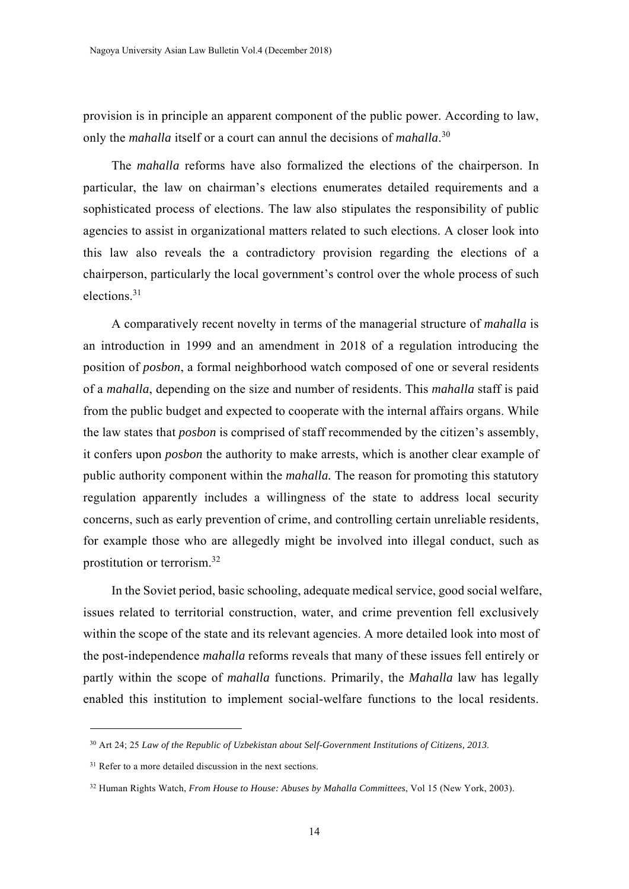provision is in principle an apparent component of the public power. According to law, only the *mahalla* itself or a court can annul the decisions of *mahalla*.[30]

The *mahalla* reforms have also formalized the elections of the chairperson. In particular, the law on chairman's elections enumerates detailed requirements and a sophisticated process of elections. The law also stipulates the responsibility of public agencies to assist in organizational matters related to such elections. A closer look into this law also reveals the a contradictory provision regarding the elections of a chairperson, particularly the local government's control over the whole process of such elections.[31]

A comparatively recent novelty in terms of the managerial structure of *mahalla* is an introduction in 1999 and an amendment in 2018 of a regulation introducing the position of *posbon*, a formal neighborhood watch composed of one or several residents of a *mahalla*, depending on the size and number of residents. This *mahalla* staff is paid from the public budget and expected to cooperate with the internal affairs organs. While the law states that *posbon* is comprised of staff recommended by the citizen's assembly, it confers upon *posbon* the authority to make arrests, which is another clear example of public authority component within the *mahalla.* The reason for promoting this statutory regulation apparently includes a willingness of the state to address local security concerns, such as early prevention of crime, and controlling certain unreliable residents, for example those who are allegedly might be involved into illegal conduct, such as prostitution or terrorism.[32]

In the Soviet period, basic schooling, adequate medical service, good social welfare, issues related to territorial construction, water, and crime prevention fell exclusively within the scope of the state and its relevant agencies. A more detailed look into most of the post-independence *mahalla* reforms reveals that many of these issues fell entirely or partly within the scope of *mahalla* functions. Primarily, the *Mahalla* law has legally enabled this institution to implement social-welfare functions to the local residents.

---

[30] Art 24; 25 *Law of the Republic of Uzbekistan about Self-Government Institutions of Citizens, 2013.*

[31] Refer to a more detailed discussion in the next sections.

[32] Human Rights Watch, *From House to House: Abuses by Mahalla Committees*, Vol 15 (New York, 2003).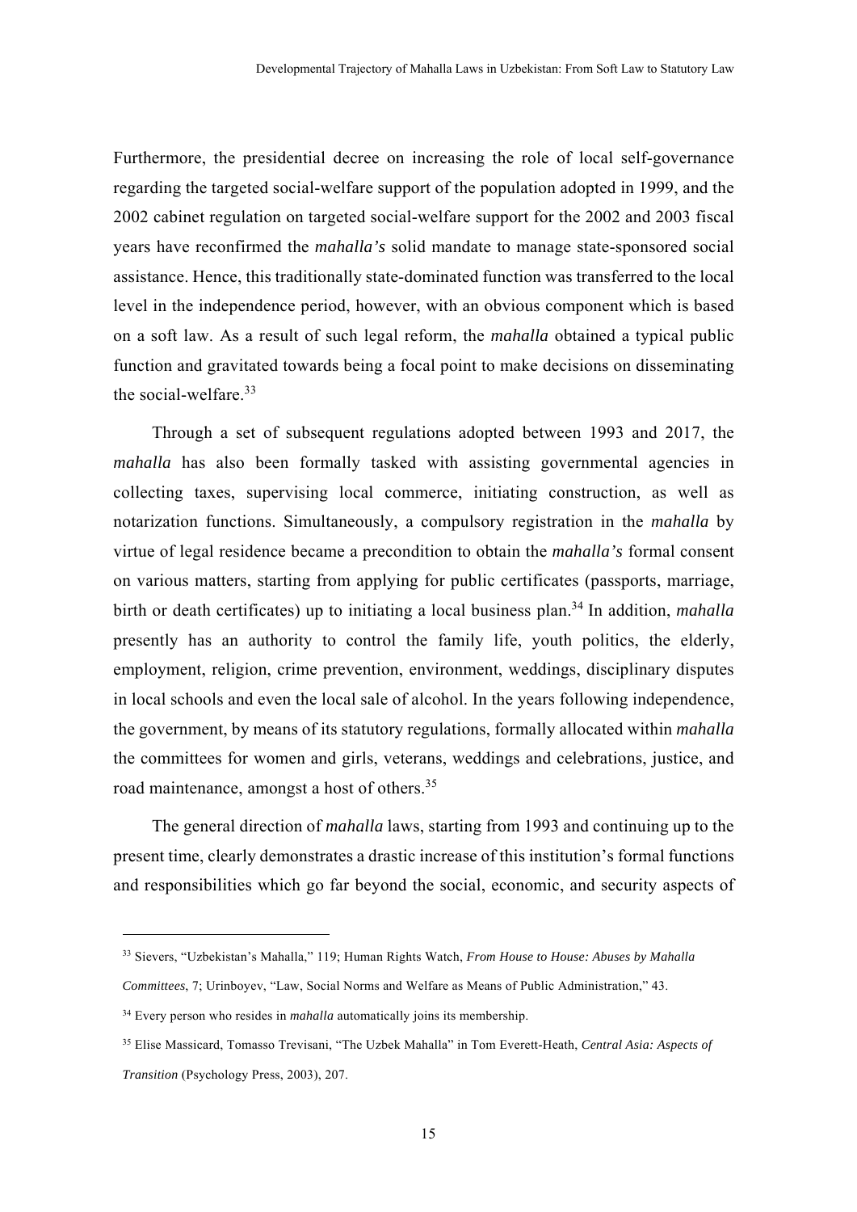Furthermore, the presidential decree on increasing the role of local self-governance regarding the targeted social-welfare support of the population adopted in 1999, and the 2002 cabinet regulation on targeted social-welfare support for the 2002 and 2003 fiscal years have reconfirmed the *mahalla's* solid mandate to manage state-sponsored social assistance. Hence, this traditionally state-dominated function was transferred to the local level in the independence period, however, with an obvious component which is based on a soft law. As a result of such legal reform, the *mahalla* obtained a typical public function and gravitated towards being a focal point to make decisions on disseminating the social-welfare.[33]

Through a set of subsequent regulations adopted between 1993 and 2017, the *mahalla* has also been formally tasked with assisting governmental agencies in collecting taxes, supervising local commerce, initiating construction, as well as notarization functions. Simultaneously, a compulsory registration in the *mahalla* by virtue of legal residence became a precondition to obtain the *mahalla's* formal consent on various matters, starting from applying for public certificates (passports, marriage, birth or death certificates) up to initiating a local business plan.[34] In addition, *mahalla* presently has an authority to control the family life, youth politics, the elderly, employment, religion, crime prevention, environment, weddings, disciplinary disputes in local schools and even the local sale of alcohol. In the years following independence, the government, by means of its statutory regulations, formally allocated within *mahalla* the committees for women and girls, veterans, weddings and celebrations, justice, and road maintenance, amongst a host of others.[35]

The general direction of *mahalla* laws, starting from 1993 and continuing up to the present time, clearly demonstrates a drastic increase of this institution's formal functions and responsibilities which go far beyond the social, economic, and security aspects of

---

[33] Sievers, "Uzbekistan's Mahalla," 119; Human Rights Watch, *From House to House: Abuses by Mahalla Committees*, 7; Urinboyev, "Law, Social Norms and Welfare as Means of Public Administration," 43.

[34] Every person who resides in *mahalla* automatically joins its membership.

[35] Elise Massicard, Tomasso Trevisani, "The Uzbek Mahalla" in Tom Everett-Heath, *Central Asia: Aspects of Transition* (Psychology Press, 2003), 207.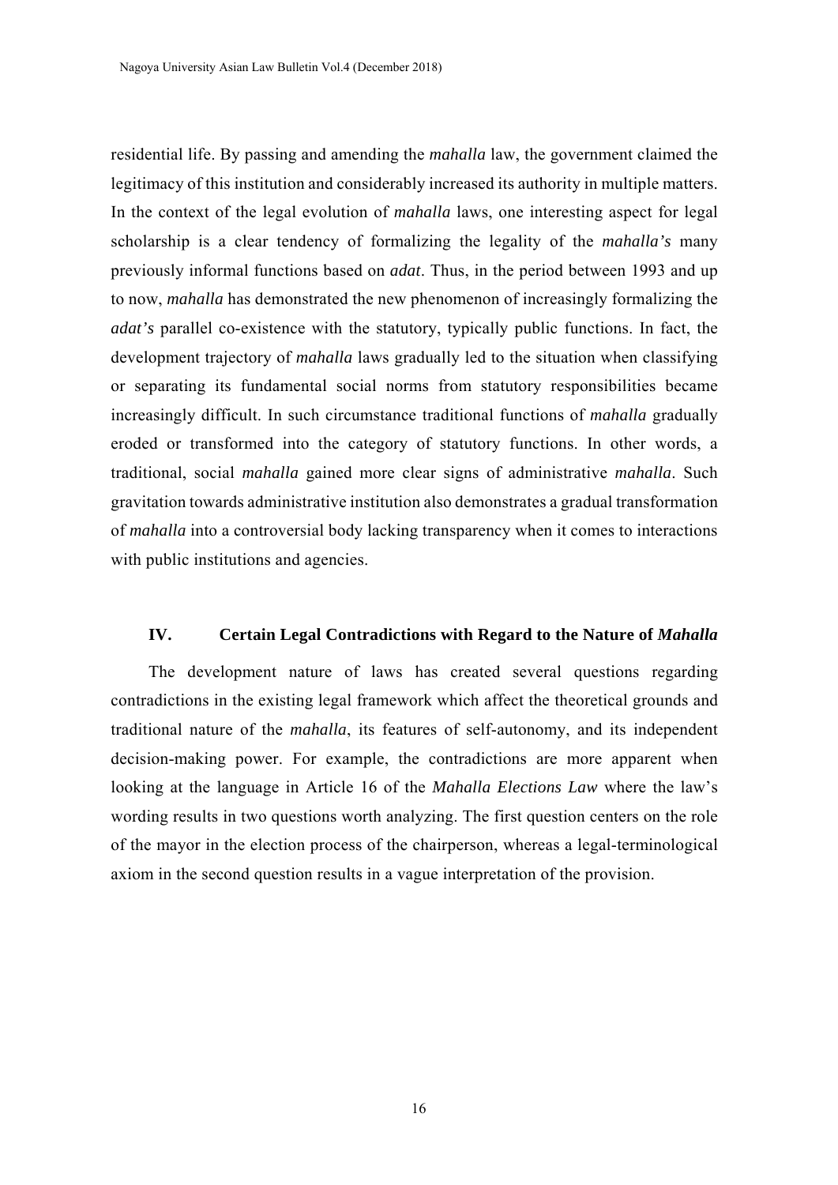residential life. By passing and amending the *mahalla* law, the government claimed the legitimacy of this institution and considerably increased its authority in multiple matters. In the context of the legal evolution of *mahalla* laws, one interesting aspect for legal scholarship is a clear tendency of formalizing the legality of the *mahalla's* many previously informal functions based on *adat*. Thus, in the period between 1993 and up to now, *mahalla* has demonstrated the new phenomenon of increasingly formalizing the *adat's* parallel co-existence with the statutory, typically public functions. In fact, the development trajectory of *mahalla* laws gradually led to the situation when classifying or separating its fundamental social norms from statutory responsibilities became increasingly difficult. In such circumstance traditional functions of *mahalla* gradually eroded or transformed into the category of statutory functions. In other words, a traditional, social *mahalla* gained more clear signs of administrative *mahalla*. Such gravitation towards administrative institution also demonstrates a gradual transformation of *mahalla* into a controversial body lacking transparency when it comes to interactions with public institutions and agencies.

## IV. Certain Legal Contradictions with Regard to the Nature of *Mahalla*

The development nature of laws has created several questions regarding contradictions in the existing legal framework which affect the theoretical grounds and traditional nature of the *mahalla*, its features of self-autonomy, and its independent decision-making power. For example, the contradictions are more apparent when looking at the language in Article 16 of the *Mahalla Elections Law* where the law's wording results in two questions worth analyzing. The first question centers on the role of the mayor in the election process of the chairperson, whereas a legal-terminological axiom in the second question results in a vague interpretation of the provision.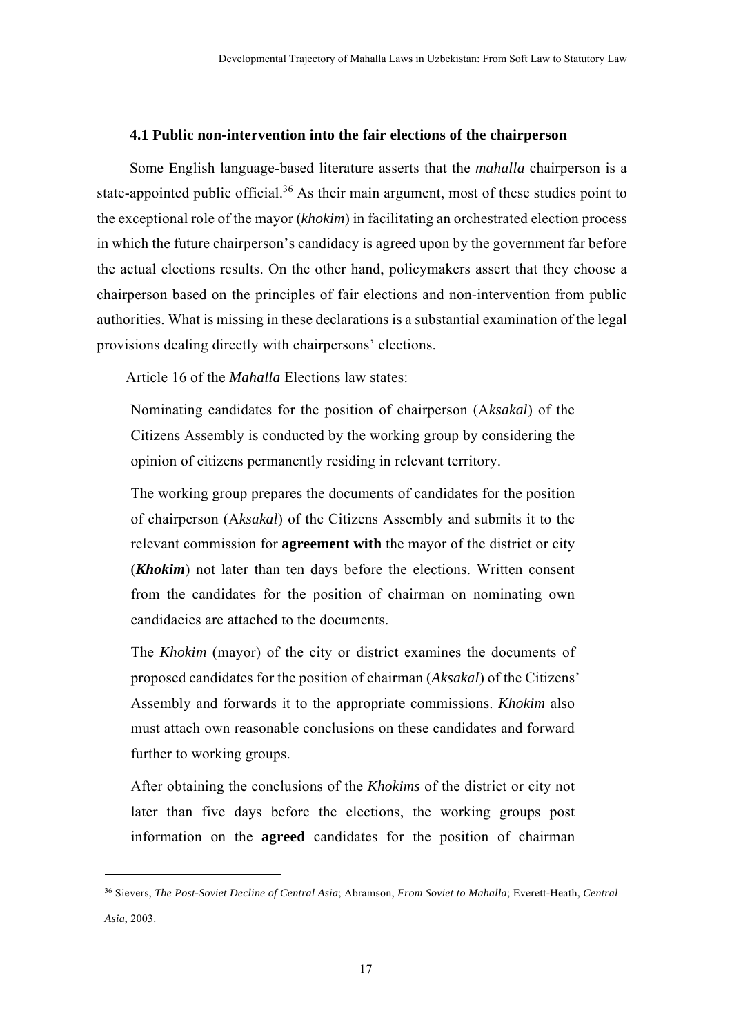### 4.1 Public non-intervention into the fair elections of the chairperson

Some English language-based literature asserts that the *mahalla* chairperson is a state-appointed public official.[36] As their main argument, most of these studies point to the exceptional role of the mayor (*khokim*) in facilitating an orchestrated election process in which the future chairperson's candidacy is agreed upon by the government far before the actual elections results. On the other hand, policymakers assert that they choose a chairperson based on the principles of fair elections and non-intervention from public authorities. What is missing in these declarations is a substantial examination of the legal provisions dealing directly with chairpersons' elections.

Article 16 of the *Mahalla* Elections law states:

> Nominating candidates for the position of chairperson (A*ksakal*) of the Citizens Assembly is conducted by the working group by considering the opinion of citizens permanently residing in relevant territory.
>
> The working group prepares the documents of candidates for the position of chairperson (A*ksakal*) of the Citizens Assembly and submits it to the relevant commission for **agreement with** the mayor of the district or city (***Khokim***) not later than ten days before the elections. Written consent from the candidates for the position of chairman on nominating own candidacies are attached to the documents.
>
> The *Khokim* (mayor) of the city or district examines the documents of proposed candidates for the position of chairman (*Aksakal*) of the Citizens' Assembly and forwards it to the appropriate commissions. *Khokim* also must attach own reasonable conclusions on these candidates and forward further to working groups.
>
> After obtaining the conclusions of the *Khokims* of the district or city not later than five days before the elections, the working groups post information on the **agreed** candidates for the position of chairman

---

[36] Sievers, *The Post-Soviet Decline of Central Asia*; Abramson, *From Soviet to Mahalla*; Everett-Heath, *Central Asia*, 2003.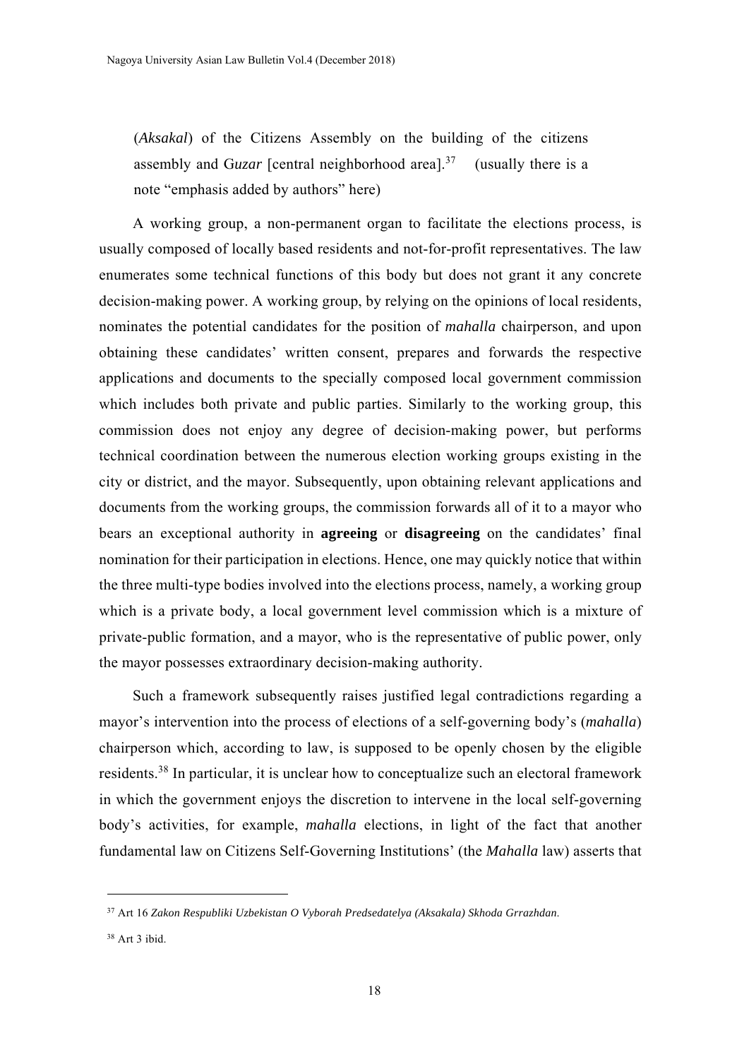(*Aksakal*) of the Citizens Assembly on the building of the citizens assembly and G*uzar* [central neighborhood area].[37] (usually there is a note "emphasis added by authors" here)

A working group, a non-permanent organ to facilitate the elections process, is usually composed of locally based residents and not-for-profit representatives. The law enumerates some technical functions of this body but does not grant it any concrete decision-making power. A working group, by relying on the opinions of local residents, nominates the potential candidates for the position of *mahalla* chairperson, and upon obtaining these candidates' written consent, prepares and forwards the respective applications and documents to the specially composed local government commission which includes both private and public parties. Similarly to the working group, this commission does not enjoy any degree of decision-making power, but performs technical coordination between the numerous election working groups existing in the city or district, and the mayor. Subsequently, upon obtaining relevant applications and documents from the working groups, the commission forwards all of it to a mayor who bears an exceptional authority in **agreeing** or **disagreeing** on the candidates' final nomination for their participation in elections. Hence, one may quickly notice that within the three multi-type bodies involved into the elections process, namely, a working group which is a private body, a local government level commission which is a mixture of private-public formation, and a mayor, who is the representative of public power, only the mayor possesses extraordinary decision-making authority.

Such a framework subsequently raises justified legal contradictions regarding a mayor's intervention into the process of elections of a self-governing body's (*mahalla*) chairperson which, according to law, is supposed to be openly chosen by the eligible residents.[38] In particular, it is unclear how to conceptualize such an electoral framework in which the government enjoys the discretion to intervene in the local self-governing body's activities, for example, *mahalla* elections, in light of the fact that another fundamental law on Citizens Self-Governing Institutions' (the *Mahalla* law) asserts that

---

[37] Art 16 *Zakon Respubliki Uzbekistan O Vyborah Predsedatelya (Aksakala) Skhoda Grrazhdan*.

[38] Art 3 ibid.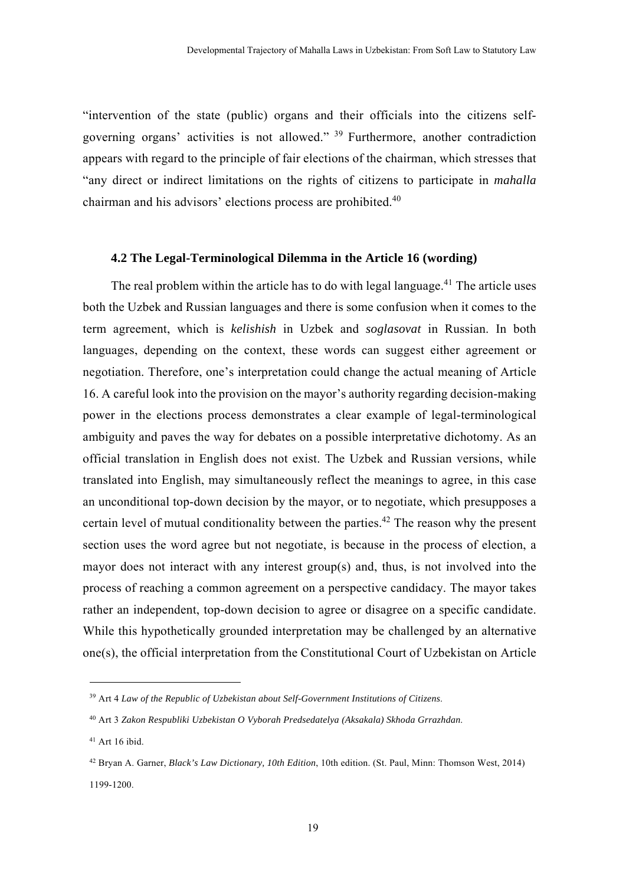“intervention of the state (public) organs and their officials into the citizens self-governing organs’ activities is not allowed.” [39] Furthermore, another contradiction appears with regard to the principle of fair elections of the chairman, which stresses that “any direct or indirect limitations on the rights of citizens to participate in *mahalla* chairman and his advisors’ elections process are prohibited.[40]

### 4.2 The Legal-Terminological Dilemma in the Article 16 (wording)

The real problem within the article has to do with legal language.[41] The article uses both the Uzbek and Russian languages and there is some confusion when it comes to the term agreement, which is *kelishish* in Uzbek and *soglasovat* in Russian. In both languages, depending on the context, these words can suggest either agreement or negotiation. Therefore, one’s interpretation could change the actual meaning of Article 16. A careful look into the provision on the mayor’s authority regarding decision-making power in the elections process demonstrates a clear example of legal-terminological ambiguity and paves the way for debates on a possible interpretative dichotomy. As an official translation in English does not exist. The Uzbek and Russian versions, while translated into English, may simultaneously reflect the meanings to agree, in this case an unconditional top-down decision by the mayor, or to negotiate, which presupposes a certain level of mutual conditionality between the parties.[42] The reason why the present section uses the word agree but not negotiate, is because in the process of election, a mayor does not interact with any interest group(s) and, thus, is not involved into the process of reaching a common agreement on a perspective candidacy. The mayor takes rather an independent, top-down decision to agree or disagree on a specific candidate. While this hypothetically grounded interpretation may be challenged by an alternative one(s), the official interpretation from the Constitutional Court of Uzbekistan on Article

---

[39] Art 4 *Law of the Republic of Uzbekistan about Self-Government Institutions of Citizens*.

[40] Art 3 *Zakon Respubliki Uzbekistan O Vyborah Predsedatelya (Aksakala) Skhoda Grrazhdan*.

[41] Art 16 ibid.

[42] Bryan A. Garner, *Black’s Law Dictionary, 10th Edition*, 10th edition. (St. Paul, Minn: Thomson West, 2014) 1199-1200.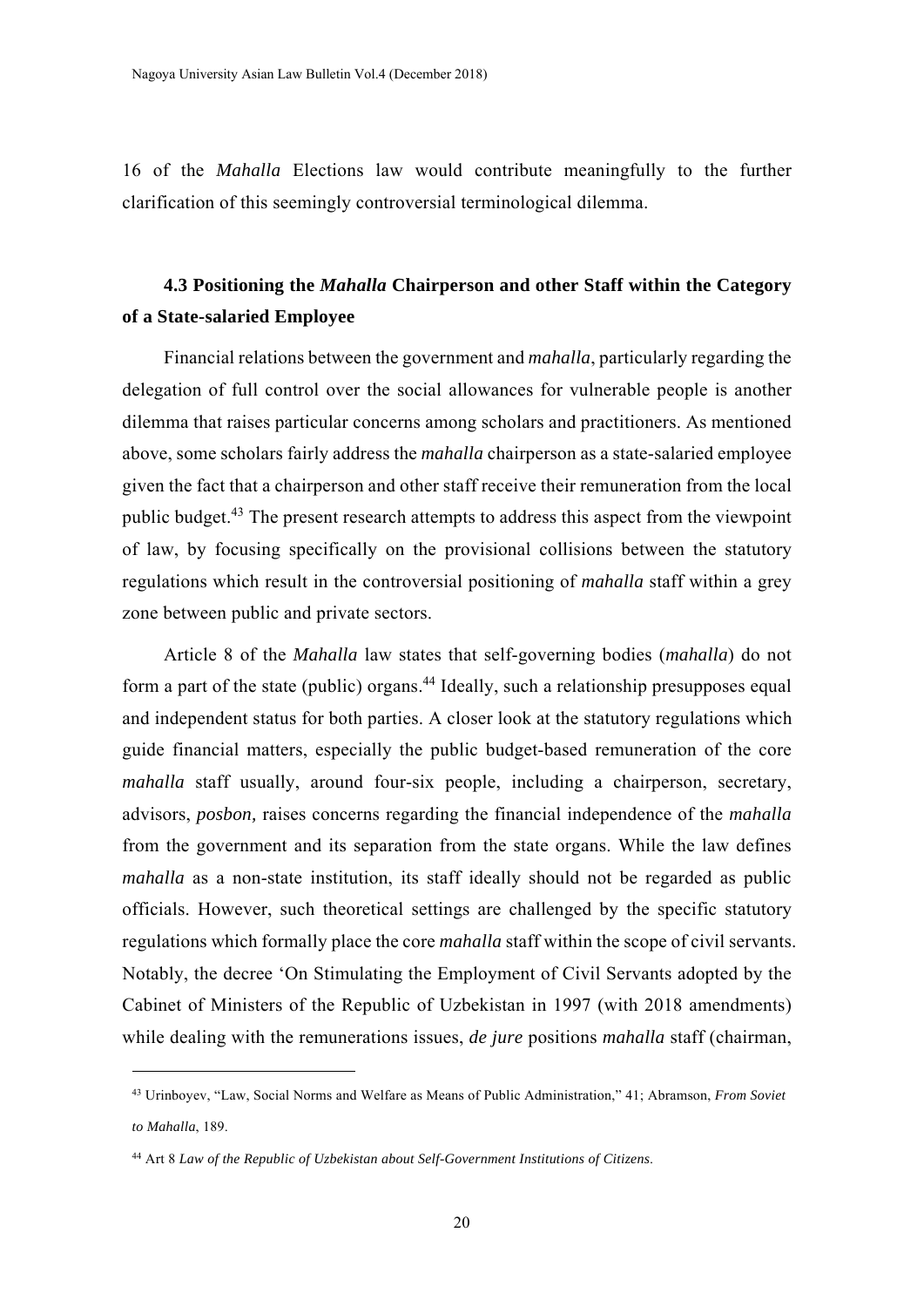16 of the *Mahalla* Elections law would contribute meaningfully to the further clarification of this seemingly controversial terminological dilemma.

### 4.3 Positioning the *Mahalla* Chairperson and other Staff within the Category of a State-salaried Employee

Financial relations between the government and *mahalla*, particularly regarding the delegation of full control over the social allowances for vulnerable people is another dilemma that raises particular concerns among scholars and practitioners. As mentioned above, some scholars fairly address the *mahalla* chairperson as a state-salaried employee given the fact that a chairperson and other staff receive their remuneration from the local public budget.[43] The present research attempts to address this aspect from the viewpoint of law, by focusing specifically on the provisional collisions between the statutory regulations which result in the controversial positioning of *mahalla* staff within a grey zone between public and private sectors.

Article 8 of the *Mahalla* law states that self-governing bodies (*mahalla*) do not form a part of the state (public) organs.[44] Ideally, such a relationship presupposes equal and independent status for both parties. A closer look at the statutory regulations which guide financial matters, especially the public budget-based remuneration of the core *mahalla* staff usually, around four-six people, including a chairperson, secretary, advisors, *posbon,* raises concerns regarding the financial independence of the *mahalla* from the government and its separation from the state organs. While the law defines *mahalla* as a non-state institution, its staff ideally should not be regarded as public officials. However, such theoretical settings are challenged by the specific statutory regulations which formally place the core *mahalla* staff within the scope of civil servants. Notably, the decree 'On Stimulating the Employment of Civil Servants adopted by the Cabinet of Ministers of the Republic of Uzbekistan in 1997 (with 2018 amendments) while dealing with the remunerations issues, *de jure* positions *mahalla* staff (chairman,

---

[43] Urinboyev, "Law, Social Norms and Welfare as Means of Public Administration," 41; Abramson, *From Soviet to Mahalla*, 189.

[44] Art 8 *Law of the Republic of Uzbekistan about Self-Government Institutions of Citizens*.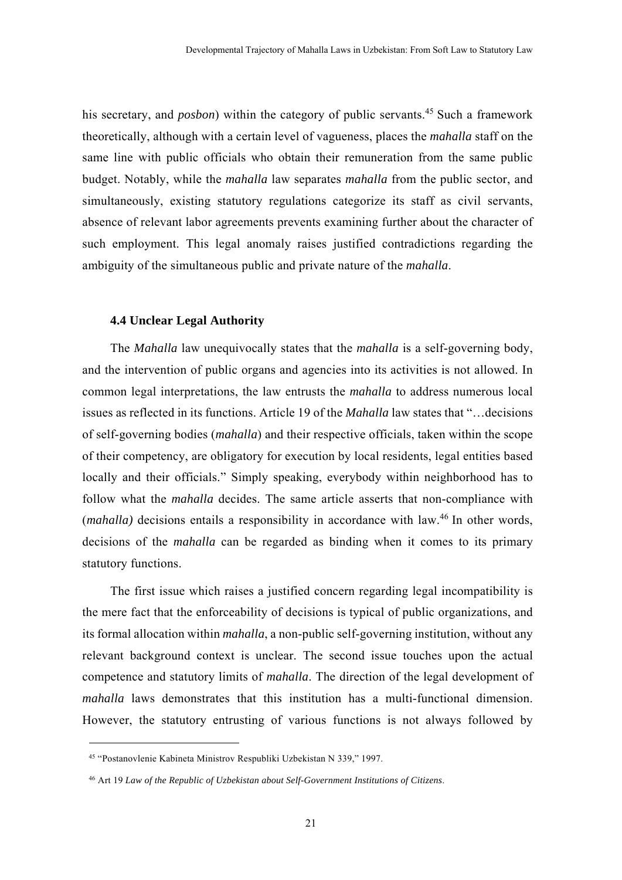his secretary, and *posbon*) within the category of public servants.[45] Such a framework theoretically, although with a certain level of vagueness, places the *mahalla* staff on the same line with public officials who obtain their remuneration from the same public budget. Notably, while the *mahalla* law separates *mahalla* from the public sector, and simultaneously, existing statutory regulations categorize its staff as civil servants, absence of relevant labor agreements prevents examining further about the character of such employment. This legal anomaly raises justified contradictions regarding the ambiguity of the simultaneous public and private nature of the *mahalla*.

### 4.4 Unclear Legal Authority

The *Mahalla* law unequivocally states that the *mahalla* is a self-governing body, and the intervention of public organs and agencies into its activities is not allowed. In common legal interpretations, the law entrusts the *mahalla* to address numerous local issues as reflected in its functions. Article 19 of the *Mahalla* law states that "…decisions of self-governing bodies (*mahalla*) and their respective officials, taken within the scope of their competency, are obligatory for execution by local residents, legal entities based locally and their officials." Simply speaking, everybody within neighborhood has to follow what the *mahalla* decides. The same article asserts that non-compliance with (*mahalla)* decisions entails a responsibility in accordance with law.[46] In other words, decisions of the *mahalla* can be regarded as binding when it comes to its primary statutory functions.

The first issue which raises a justified concern regarding legal incompatibility is the mere fact that the enforceability of decisions is typical of public organizations, and its formal allocation within *mahalla*, a non-public self-governing institution, without any relevant background context is unclear. The second issue touches upon the actual competence and statutory limits of *mahalla*. The direction of the legal development of *mahalla* laws demonstrates that this institution has a multi-functional dimension. However, the statutory entrusting of various functions is not always followed by

---

[45] "Postanovlenie Kabineta Ministrov Respubliki Uzbekistan N 339," 1997.

[46] Art 19 *Law of the Republic of Uzbekistan about Self-Government Institutions of Citizens*.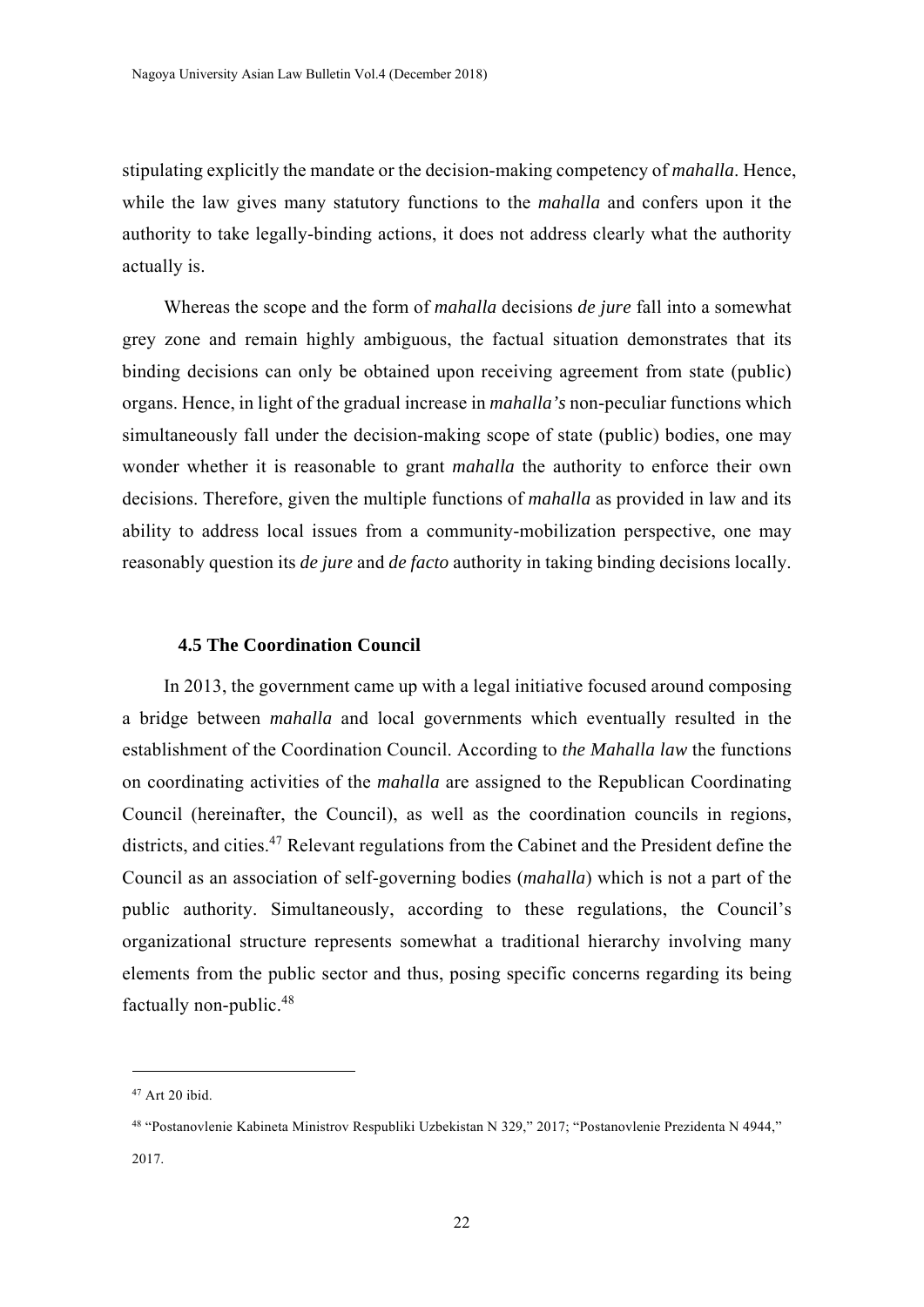stipulating explicitly the mandate or the decision-making competency of *mahalla*. Hence, while the law gives many statutory functions to the *mahalla* and confers upon it the authority to take legally-binding actions, it does not address clearly what the authority actually is.

Whereas the scope and the form of *mahalla* decisions *de jure* fall into a somewhat grey zone and remain highly ambiguous, the factual situation demonstrates that its binding decisions can only be obtained upon receiving agreement from state (public) organs. Hence, in light of the gradual increase in *mahalla's* non-peculiar functions which simultaneously fall under the decision-making scope of state (public) bodies, one may wonder whether it is reasonable to grant *mahalla* the authority to enforce their own decisions. Therefore, given the multiple functions of *mahalla* as provided in law and its ability to address local issues from a community-mobilization perspective, one may reasonably question its *de jure* and *de facto* authority in taking binding decisions locally.

### 4.5 The Coordination Council

In 2013, the government came up with a legal initiative focused around composing a bridge between *mahalla* and local governments which eventually resulted in the establishment of the Coordination Council. According to *the Mahalla law* the functions on coordinating activities of the *mahalla* are assigned to the Republican Coordinating Council (hereinafter, the Council), as well as the coordination councils in regions, districts, and cities.[47] Relevant regulations from the Cabinet and the President define the Council as an association of self-governing bodies (*mahalla*) which is not a part of the public authority. Simultaneously, according to these regulations, the Council's organizational structure represents somewhat a traditional hierarchy involving many elements from the public sector and thus, posing specific concerns regarding its being factually non-public.[48]

---

[47] Art 20 ibid.

[48] "Postanovlenie Kabineta Ministrov Respubliki Uzbekistan N 329," 2017; "Postanovlenie Prezidenta N 4944," 2017.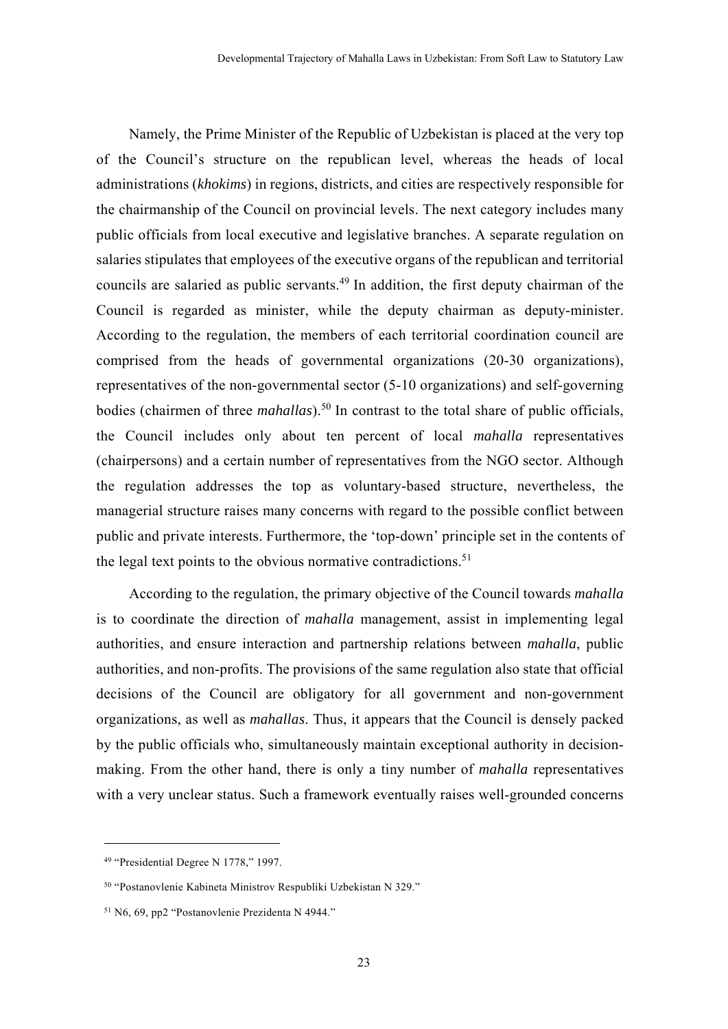Namely, the Prime Minister of the Republic of Uzbekistan is placed at the very top of the Council's structure on the republican level, whereas the heads of local administrations (*khokims*) in regions, districts, and cities are respectively responsible for the chairmanship of the Council on provincial levels. The next category includes many public officials from local executive and legislative branches. A separate regulation on salaries stipulates that employees of the executive organs of the republican and territorial councils are salaried as public servants.[49] In addition, the first deputy chairman of the Council is regarded as minister, while the deputy chairman as deputy-minister. According to the regulation, the members of each territorial coordination council are comprised from the heads of governmental organizations (20-30 organizations), representatives of the non-governmental sector (5-10 organizations) and self-governing bodies (chairmen of three *mahallas*).[50] In contrast to the total share of public officials, the Council includes only about ten percent of local *mahalla* representatives (chairpersons) and a certain number of representatives from the NGO sector. Although the regulation addresses the top as voluntary-based structure, nevertheless, the managerial structure raises many concerns with regard to the possible conflict between public and private interests. Furthermore, the 'top-down' principle set in the contents of the legal text points to the obvious normative contradictions.[51]

According to the regulation, the primary objective of the Council towards *mahalla* is to coordinate the direction of *mahalla* management, assist in implementing legal authorities, and ensure interaction and partnership relations between *mahalla*, public authorities, and non-profits. The provisions of the same regulation also state that official decisions of the Council are obligatory for all government and non-government organizations, as well as *mahallas*. Thus, it appears that the Council is densely packed by the public officials who, simultaneously maintain exceptional authority in decision-making. From the other hand, there is only a tiny number of *mahalla* representatives with a very unclear status. Such a framework eventually raises well-grounded concerns

---

[49] "Presidential Degree N 1778," 1997.

[50] "Postanovlenie Kabineta Ministrov Respubliki Uzbekistan N 329."

[51] N6, 69, pp2 "Postanovlenie Prezidenta N 4944."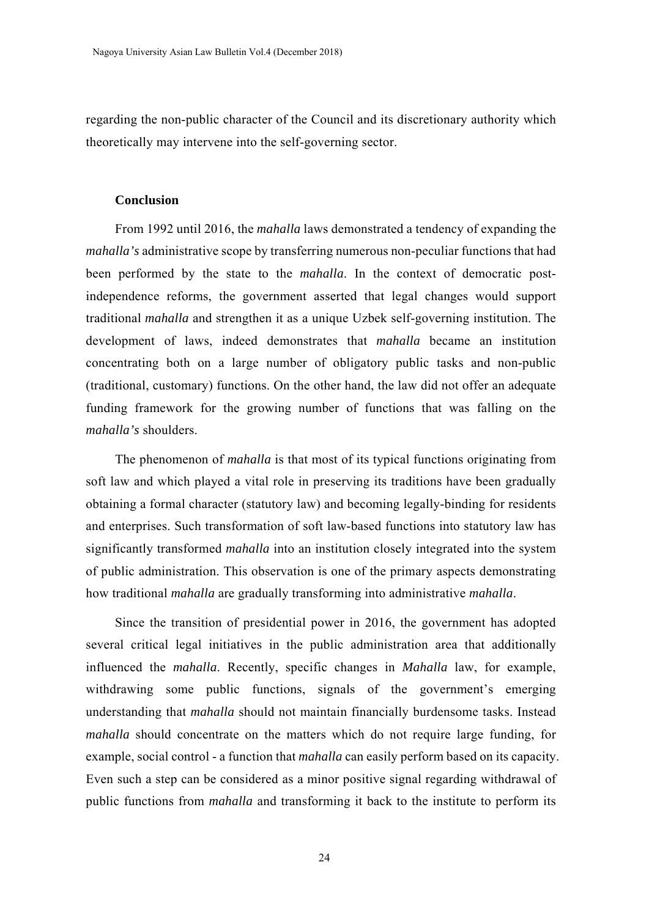regarding the non-public character of the Council and its discretionary authority which theoretically may intervene into the self-governing sector.

## Conclusion

From 1992 until 2016, the *mahalla* laws demonstrated a tendency of expanding the *mahalla's* administrative scope by transferring numerous non-peculiar functions that had been performed by the state to the *mahalla*. In the context of democratic post-independence reforms, the government asserted that legal changes would support traditional *mahalla* and strengthen it as a unique Uzbek self-governing institution. The development of laws, indeed demonstrates that *mahalla* became an institution concentrating both on a large number of obligatory public tasks and non-public (traditional, customary) functions. On the other hand, the law did not offer an adequate funding framework for the growing number of functions that was falling on the *mahalla's* shoulders.

The phenomenon of *mahalla* is that most of its typical functions originating from soft law and which played a vital role in preserving its traditions have been gradually obtaining a formal character (statutory law) and becoming legally-binding for residents and enterprises. Such transformation of soft law-based functions into statutory law has significantly transformed *mahalla* into an institution closely integrated into the system of public administration. This observation is one of the primary aspects demonstrating how traditional *mahalla* are gradually transforming into administrative *mahalla*.

Since the transition of presidential power in 2016, the government has adopted several critical legal initiatives in the public administration area that additionally influenced the *mahalla*. Recently, specific changes in *Mahalla* law, for example, withdrawing some public functions, signals of the government's emerging understanding that *mahalla* should not maintain financially burdensome tasks. Instead *mahalla* should concentrate on the matters which do not require large funding, for example, social control - a function that *mahalla* can easily perform based on its capacity. Even such a step can be considered as a minor positive signal regarding withdrawal of public functions from *mahalla* and transforming it back to the institute to perform its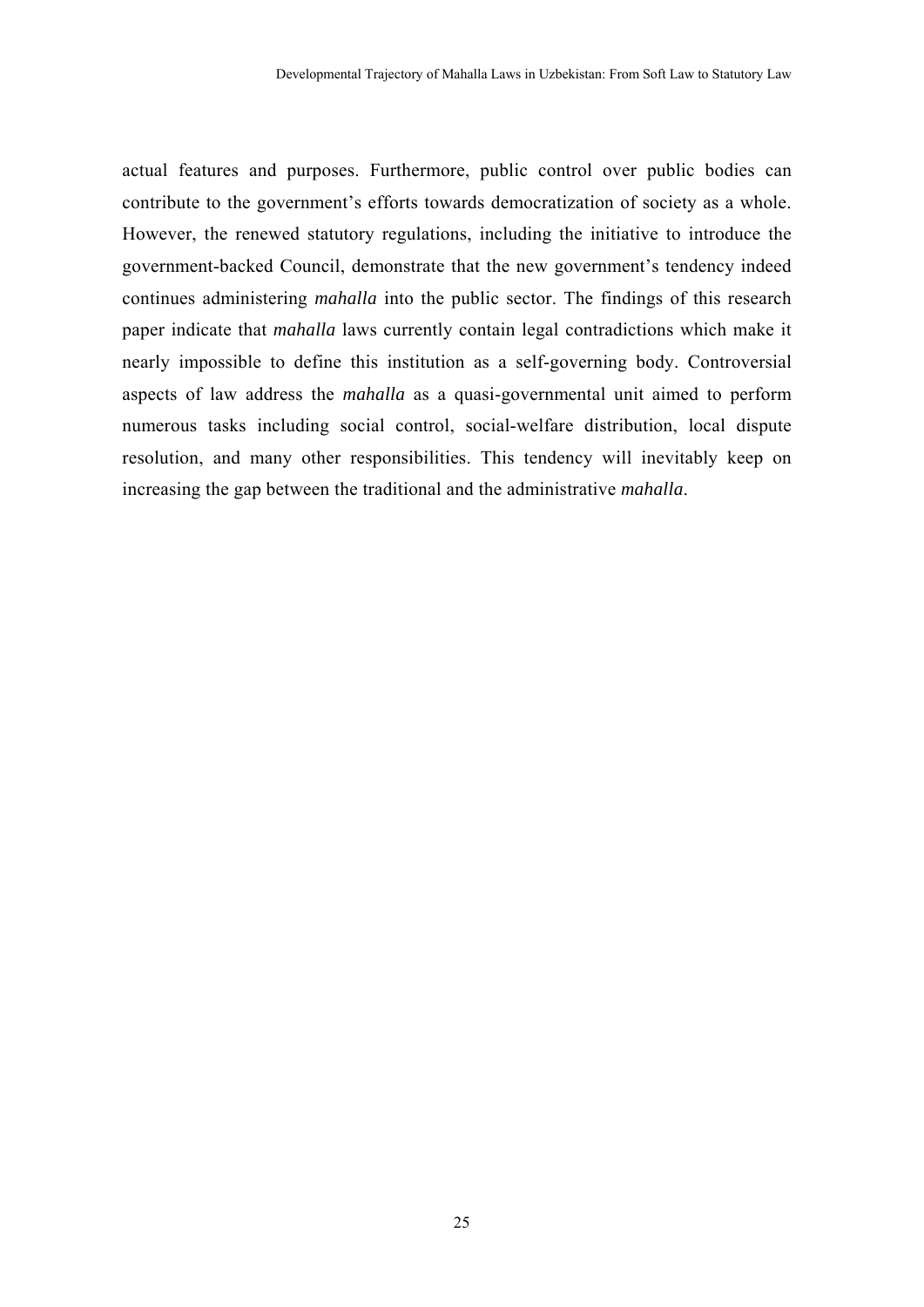actual features and purposes. Furthermore, public control over public bodies can contribute to the government's efforts towards democratization of society as a whole. However, the renewed statutory regulations, including the initiative to introduce the government-backed Council, demonstrate that the new government's tendency indeed continues administering *mahalla* into the public sector. The findings of this research paper indicate that *mahalla* laws currently contain legal contradictions which make it nearly impossible to define this institution as a self-governing body. Controversial aspects of law address the *mahalla* as a quasi-governmental unit aimed to perform numerous tasks including social control, social-welfare distribution, local dispute resolution, and many other responsibilities. This tendency will inevitably keep on increasing the gap between the traditional and the administrative *mahalla*.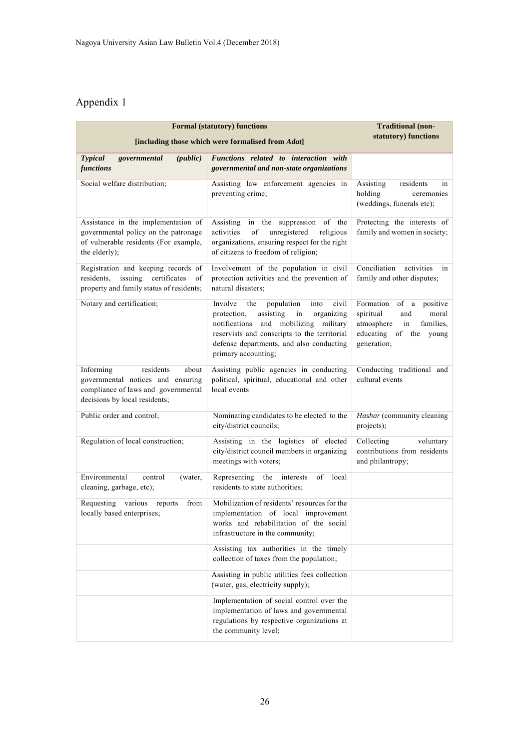# Appendix 1

| Formal (statutory) functions [including those which were formalised from *Adat*] | | Traditional (non-statutory) functions |
|---|---|---|
| ***Typical governmental (public) functions*** | ***Functions related to interaction with governmental and non-state organizations*** | |
| Social welfare distribution; | Assisting law enforcement agencies in preventing crime; | Assisting residents in holding ceremonies (weddings, funerals etc); |
| Assistance in the implementation of governmental policy on the patronage of vulnerable residents (For example, the elderly); | Assisting in the suppression of the activities of unregistered religious organizations, ensuring respect for the right of citizens to freedom of religion; | Protecting the interests of family and women in society; |
| Registration and keeping records of residents, issuing certificates of property and family status of residents; | Involvement of the population in civil protection activities and the prevention of natural disasters; | Conciliation activities in family and other disputes; |
| Notary and certification; | Involve the population into civil protection, assisting in organizing notifications and mobilizing military reservists and conscripts to the territorial defense departments, and also conducting primary accounting; | Formation of a positive spiritual and moral atmosphere in families, educating of the young generation; |
| Informing residents about governmental notices and ensuring compliance of laws and governmental decisions by local residents; | Assisting public agencies in conducting political, spiritual, educational and other local events | Conducting traditional and cultural events |
| Public order and control; | Nominating candidates to be elected to the city/district councils; | *Hashar* (community cleaning projects); |
| Regulation of local construction; | Assisting in the logistics of elected city/district council members in organizing meetings with voters; | Collecting voluntary contributions from residents and philantropy; |
| Environmental control (water, cleaning, garbage, etc); | Representing the interests of local residents to state authorities; | |
| Requesting various reports from locally based enterprises; | Mobilization of residents' resources for the implementation of local improvement works and rehabilitation of the social infrastructure in the community; | |
| | Assisting tax authorities in the timely collection of taxes from the population; | |
| | Assisting in public utilities fees collection (water, gas, electricity supply); | |
| | Implementation of social control over the implementation of laws and governmental regulations by respective organizations at the community level; | |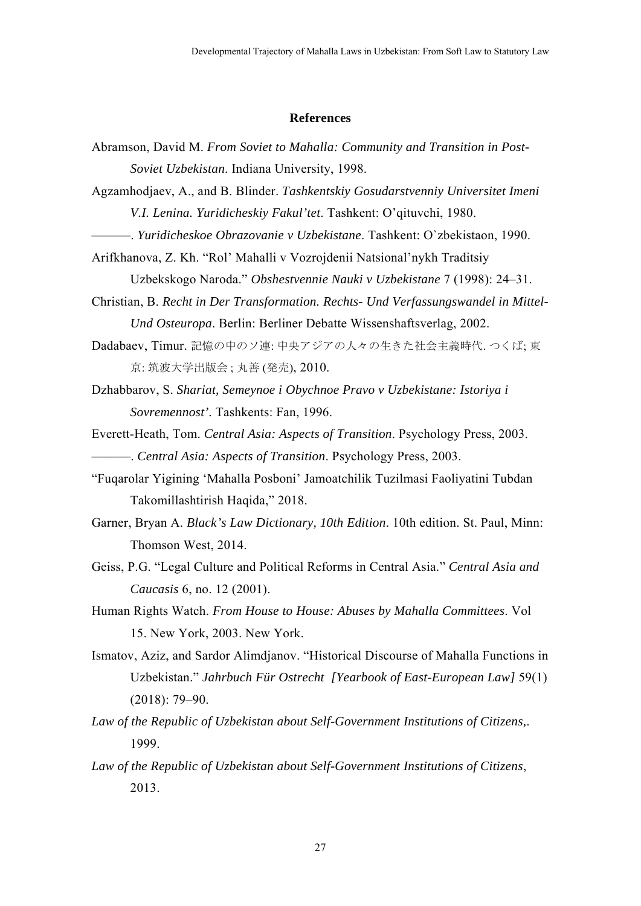## References

Abramson, David M. *From Soviet to Mahalla: Community and Transition in Post-Soviet Uzbekistan*. Indiana University, 1998.

Agzamhodjaev, A., and B. Blinder. *Tashkentskiy Gosudarstvenniy Universitet Imeni V.I. Lenina. Yuridicheskiy Fakul'tet*. Tashkent: O'qituvchi, 1980.

———. *Yuridicheskoe Obrazovanie v Uzbekistane*. Tashkent: O`zbekistaon, 1990.

Arifkhanova, Z. Kh. "Rol' Mahalli v Vozrojdenii Natsional'nykh Traditsiy Uzbekskogo Naroda." *Obshestvennie Nauki v Uzbekistane* 7 (1998): 24–31.

Christian, B. *Recht in Der Transformation. Rechts- Und Verfassungswandel in Mittel-Und Osteuropa*. Berlin: Berliner Debatte Wissenshaftsverlag, 2002.

Dadabaev, Timur. 記憶の中のソ連: 中央アジアの人々の生きた社会主義時代. つくば; 東京: 筑波大学出版会 ; 丸善 (発売), 2010.

Dzhabbarov, S. *Shariat, Semeynoe i Obychnoe Pravo v Uzbekistane: Istoriya i Sovremennost'*. Tashkents: Fan, 1996.

Everett-Heath, Tom. *Central Asia: Aspects of Transition*. Psychology Press, 2003.

———. *Central Asia: Aspects of Transition*. Psychology Press, 2003.

"Fuqarolar Yigining 'Mahalla Posboni' Jamoatchilik Tuzilmasi Faoliyatini Tubdan Takomillashtirish Haqida," 2018.

Garner, Bryan A. *Black's Law Dictionary, 10th Edition*. 10th edition. St. Paul, Minn: Thomson West, 2014.

Geiss, P.G. "Legal Culture and Political Reforms in Central Asia." *Central Asia and Caucasis* 6, no. 12 (2001).

Human Rights Watch. *From House to House: Abuses by Mahalla Committees*. Vol 15. New York, 2003. New York.

Ismatov, Aziz, and Sardor Alimdjanov. "Historical Discourse of Mahalla Functions in Uzbekistan." *Jahrbuch Für Ostrecht [Yearbook of East-European Law]* 59(1) (2018): 79–90.

*Law of the Republic of Uzbekistan about Self-Government Institutions of Citizens,*. 1999.

*Law of the Republic of Uzbekistan about Self-Government Institutions of Citizens*, 2013.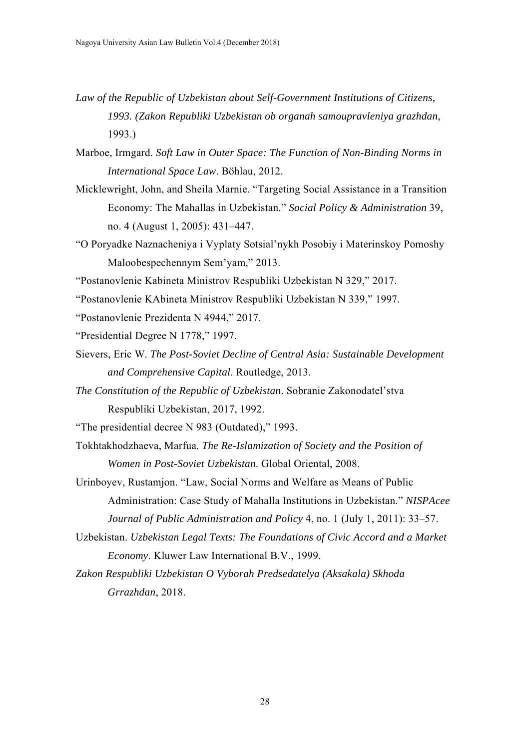*Law of the Republic of Uzbekistan about Self-Government Institutions of Citizens, 1993. (Zakon Republiki Uzbekistan ob organah samoupravleniya grazhdan*, 1993.)

Marboe, Irmgard. *Soft Law in Outer Space: The Function of Non-Binding Norms in International Space Law*. Böhlau, 2012.

Micklewright, John, and Sheila Marnie. "Targeting Social Assistance in a Transition Economy: The Mahallas in Uzbekistan." *Social Policy & Administration* 39, no. 4 (August 1, 2005): 431–447.

"O Poryadke Naznacheniya i Vyplaty Sotsial'nykh Posobiy i Materinskoy Pomoshy Maloobespechennym Sem'yam," 2013.

"Postanovlenie Kabineta Ministrov Respubliki Uzbekistan N 329," 2017.

"Postanovlenie KAbineta Ministrov Respubliki Uzbekistan N 339," 1997.

"Postanovlenie Prezidenta N 4944," 2017.

"Presidential Degree N 1778," 1997.

Sievers, Eric W. *The Post-Soviet Decline of Central Asia: Sustainable Development and Comprehensive Capital*. Routledge, 2013.

*The Constitution of the Republic of Uzbekistan*. Sobranie Zakonodatel'stva Respubliki Uzbekistan, 2017, 1992.

"The presidential decree N 983 (Outdated)," 1993.

Tokhtakhodzhaeva, Marfua. *The Re-Islamization of Society and the Position of Women in Post-Soviet Uzbekistan*. Global Oriental, 2008.

Urinboyev, Rustamjon. "Law, Social Norms and Welfare as Means of Public Administration: Case Study of Mahalla Institutions in Uzbekistan." *NISPAcee Journal of Public Administration and Policy* 4, no. 1 (July 1, 2011): 33–57.

Uzbekistan. *Uzbekistan Legal Texts: The Foundations of Civic Accord and a Market Economy*. Kluwer Law International B.V., 1999.

*Zakon Respubliki Uzbekistan O Vyborah Predsedatelya (Aksakala) Skhoda Grrazhdan*, 2018.